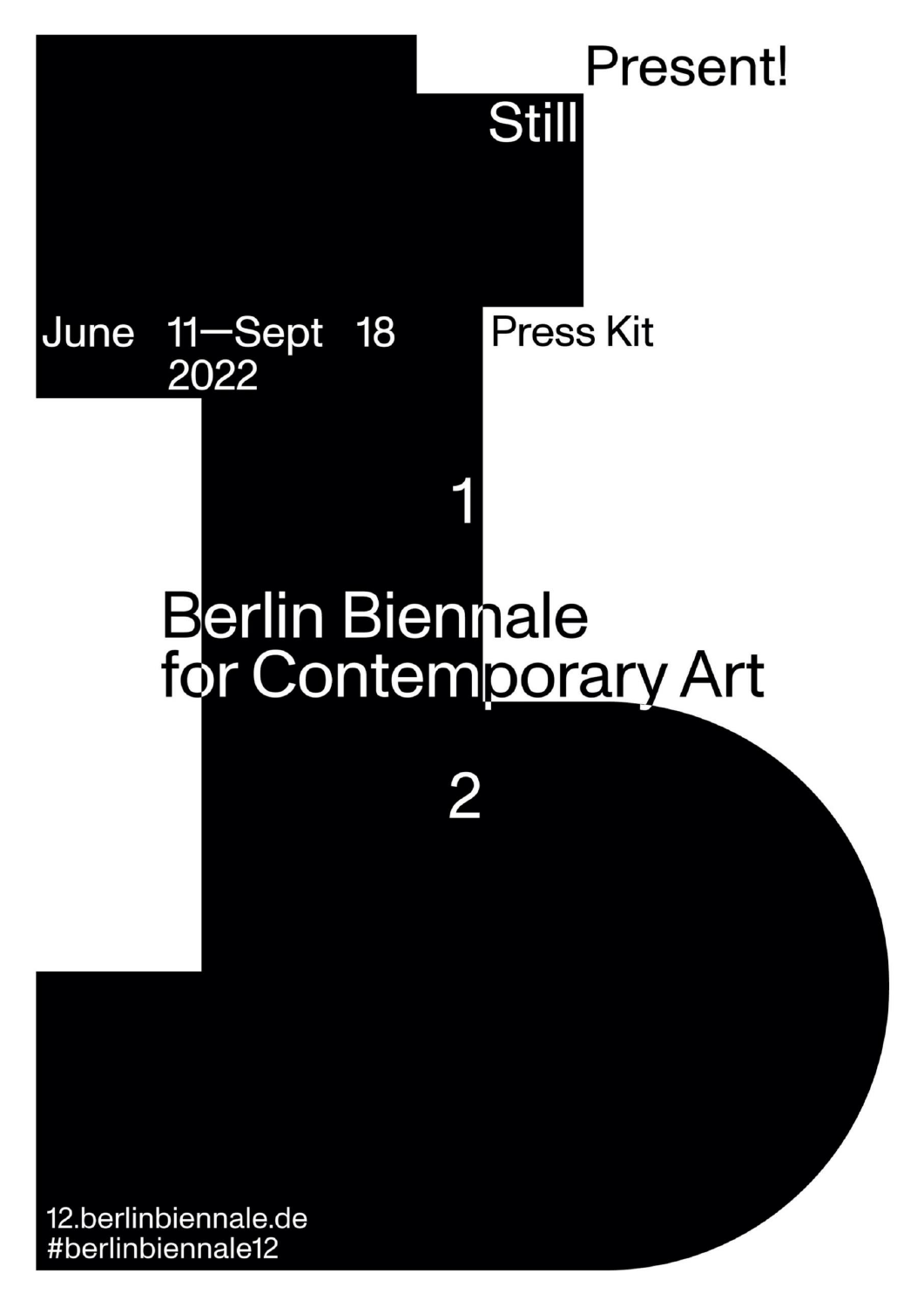Still Present!

June 11—Sept 18 2022

Press Kit

# 12 Berlin Biennale for Contemporary Art

12.berlinbiennale.de
#berlinbiennale12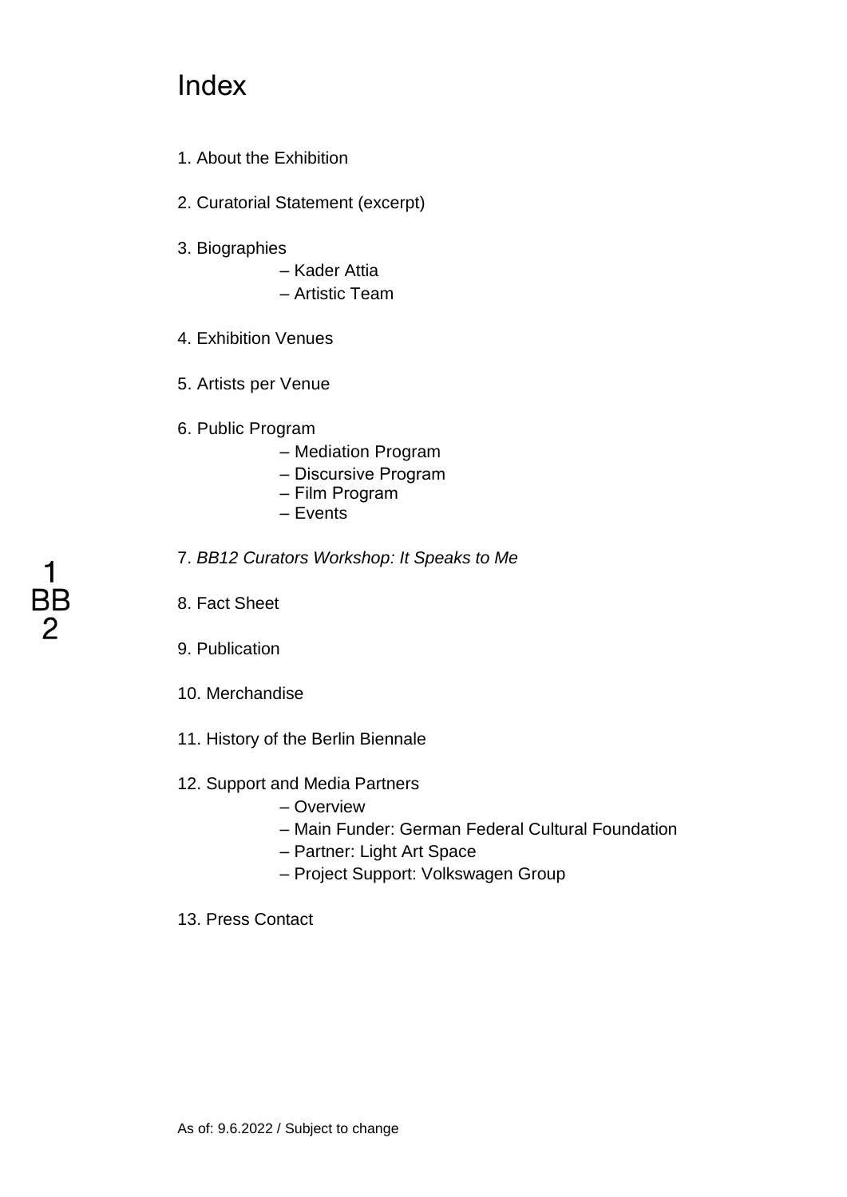# Index

1. About the Exhibition

2. Curatorial Statement (excerpt)

3. Biographies
   - Kader Attia
   - Artistic Team

4. Exhibition Venues

5. Artists per Venue

6. Public Program
   - Mediation Program
   - Discursive Program
   - Film Program
   - Events

7. *BB12 Curators Workshop: It Speaks to Me*

8. Fact Sheet

9. Publication

10. Merchandise

11. History of the Berlin Biennale

12. Support and Media Partners
    - Overview
    - Main Funder: German Federal Cultural Foundation
    - Partner: Light Art Space
    - Project Support: Volkswagen Group

13. Press Contact

As of: 9.6.2022 / Subject to change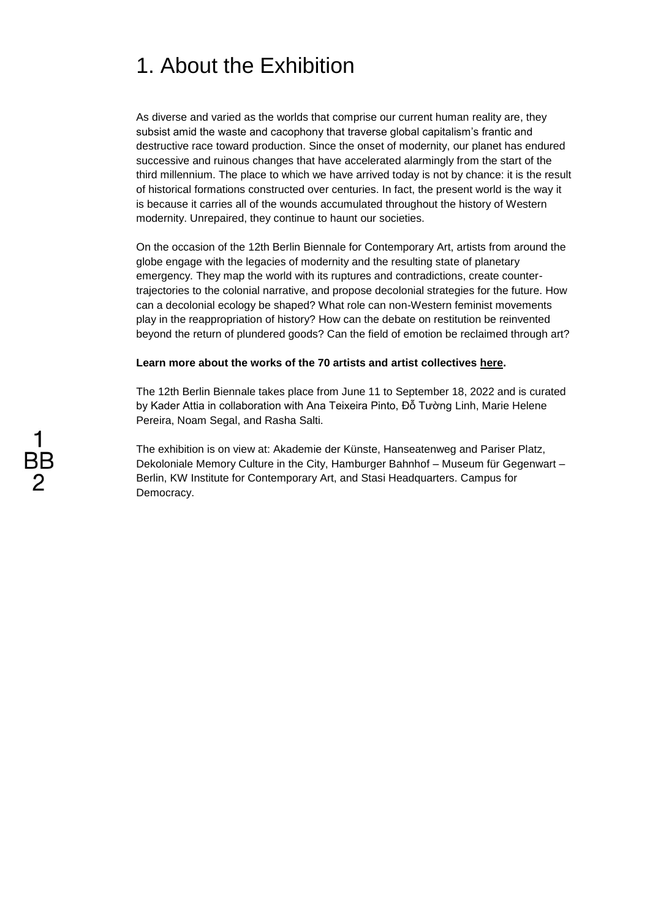# 1. About the Exhibition

As diverse and varied as the worlds that comprise our current human reality are, they subsist amid the waste and cacophony that traverse global capitalism's frantic and destructive race toward production. Since the onset of modernity, our planet has endured successive and ruinous changes that have accelerated alarmingly from the start of the third millennium. The place to which we have arrived today is not by chance: it is the result of historical formations constructed over centuries. In fact, the present world is the way it is because it carries all of the wounds accumulated throughout the history of Western modernity. Unrepaired, they continue to haunt our societies.

On the occasion of the 12th Berlin Biennale for Contemporary Art, artists from around the globe engage with the legacies of modernity and the resulting state of planetary emergency. They map the world with its ruptures and contradictions, create counter-trajectories to the colonial narrative, and propose decolonial strategies for the future. How can a decolonial ecology be shaped? What role can non-Western feminist movements play in the reappropriation of history? How can the debate on restitution be reinvented beyond the return of plundered goods? Can the field of emotion be reclaimed through art?

**Learn more about the works of the 70 artists and artist collectives here.**

The 12th Berlin Biennale takes place from June 11 to September 18, 2022 and is curated by Kader Attia in collaboration with Ana Teixeira Pinto, Đỗ Tường Linh, Marie Helene Pereira, Noam Segal, and Rasha Salti.

The exhibition is on view at: Akademie der Künste, Hanseatenweg and Pariser Platz, Dekoloniale Memory Culture in the City, Hamburger Bahnhof – Museum für Gegenwart – Berlin, KW Institute for Contemporary Art, and Stasi Headquarters. Campus for Democracy.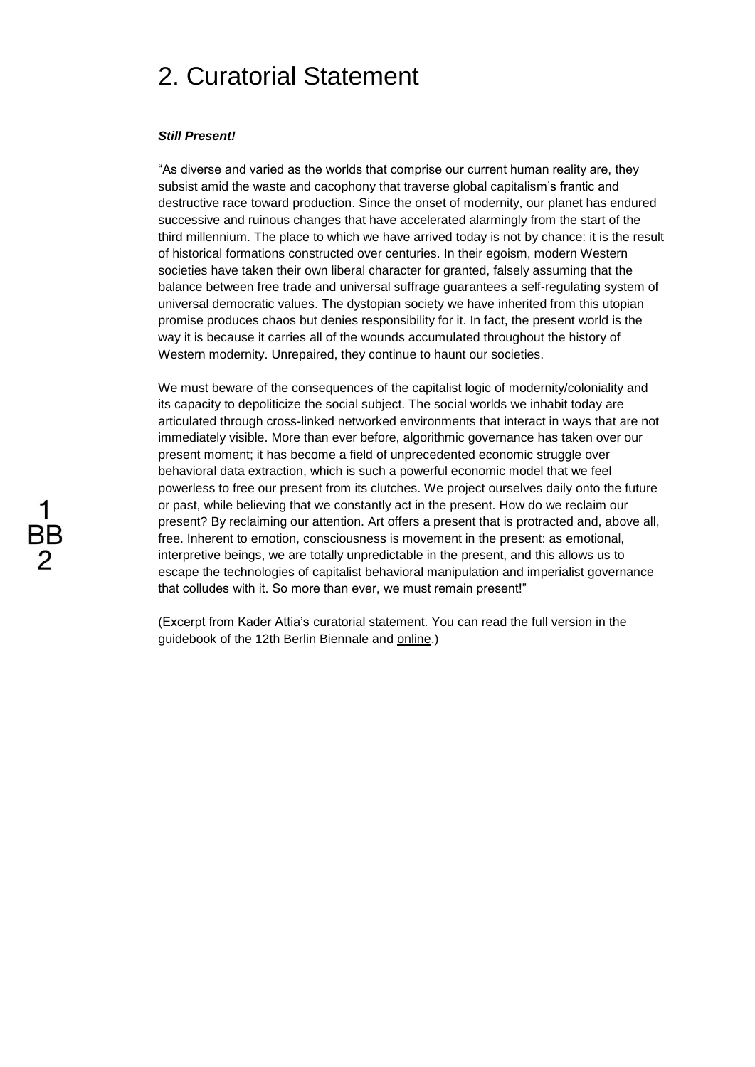# 2. Curatorial Statement

***Still Present!***

“As diverse and varied as the worlds that comprise our current human reality are, they subsist amid the waste and cacophony that traverse global capitalism’s frantic and destructive race toward production. Since the onset of modernity, our planet has endured successive and ruinous changes that have accelerated alarmingly from the start of the third millennium. The place to which we have arrived today is not by chance: it is the result of historical formations constructed over centuries. In their egoism, modern Western societies have taken their own liberal character for granted, falsely assuming that the balance between free trade and universal suffrage guarantees a self-regulating system of universal democratic values. The dystopian society we have inherited from this utopian promise produces chaos but denies responsibility for it. In fact, the present world is the way it is because it carries all of the wounds accumulated throughout the history of Western modernity. Unrepaired, they continue to haunt our societies.

We must beware of the consequences of the capitalist logic of modernity/coloniality and its capacity to depoliticize the social subject. The social worlds we inhabit today are articulated through cross-linked networked environments that interact in ways that are not immediately visible. More than ever before, algorithmic governance has taken over our present moment; it has become a field of unprecedented economic struggle over behavioral data extraction, which is such a powerful economic model that we feel powerless to free our present from its clutches. We project ourselves daily onto the future or past, while believing that we constantly act in the present. How do we reclaim our present? By reclaiming our attention. Art offers a present that is protracted and, above all, free. Inherent to emotion, consciousness is movement in the present: as emotional, interpretive beings, we are totally unpredictable in the present, and this allows us to escape the technologies of capitalist behavioral manipulation and imperialist governance that colludes with it. So more than ever, we must remain present!”

(Excerpt from Kader Attia’s curatorial statement. You can read the full version in the guidebook of the 12th Berlin Biennale and online.)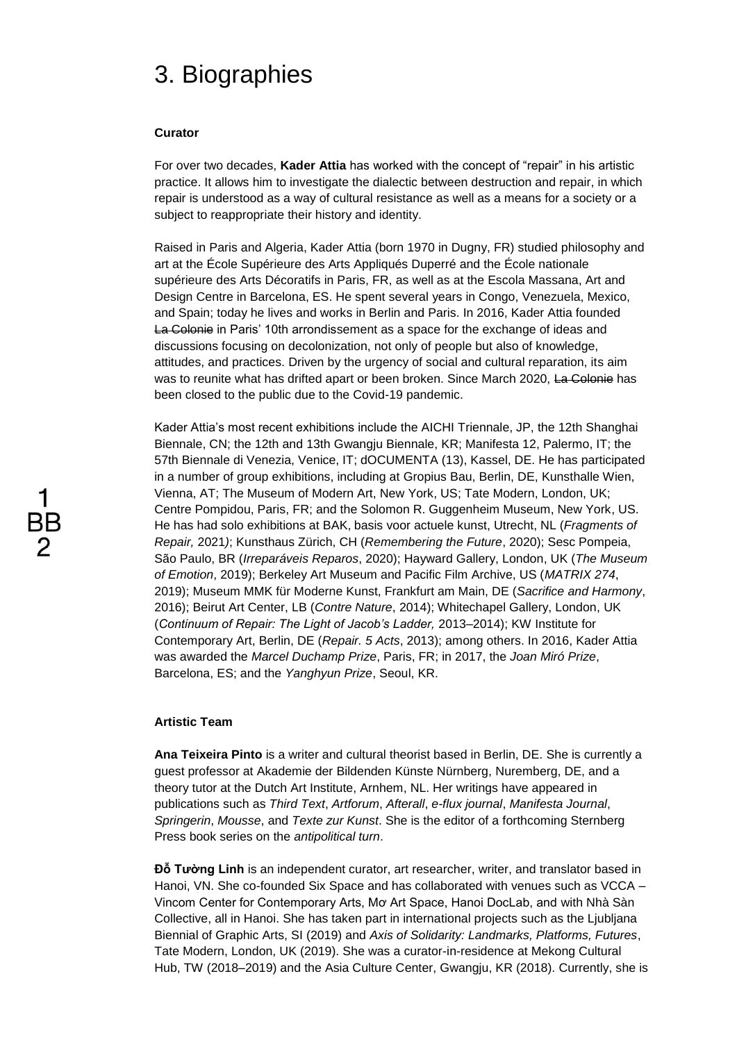# 3. Biographies

**Curator**

For over two decades, **Kader Attia** has worked with the concept of "repair" in his artistic practice. It allows him to investigate the dialectic between destruction and repair, in which repair is understood as a way of cultural resistance as well as a means for a society or a subject to reappropriate their history and identity.

Raised in Paris and Algeria, Kader Attia (born 1970 in Dugny, FR) studied philosophy and art at the École Supérieure des Arts Appliqués Duperré and the École nationale supérieure des Arts Décoratifs in Paris, FR, as well as at the Escola Massana, Art and Design Centre in Barcelona, ES. He spent several years in Congo, Venezuela, Mexico, and Spain; today he lives and works in Berlin and Paris. In 2016, Kader Attia founded ~~La Colonie~~ in Paris' 10th arrondissement as a space for the exchange of ideas and discussions focusing on decolonization, not only of people but also of knowledge, attitudes, and practices. Driven by the urgency of social and cultural reparation, its aim was to reunite what has drifted apart or been broken. Since March 2020, ~~La Colonie~~ has been closed to the public due to the Covid-19 pandemic.

Kader Attia's most recent exhibitions include the AICHI Triennale, JP, the 12th Shanghai Biennale, CN; the 12th and 13th Gwangju Biennale, KR; Manifesta 12, Palermo, IT; the 57th Biennale di Venezia, Venice, IT; dOCUMENTA (13), Kassel, DE. He has participated in a number of group exhibitions, including at Gropius Bau, Berlin, DE, Kunsthalle Wien, Vienna, AT; The Museum of Modern Art, New York, US; Tate Modern, London, UK; Centre Pompidou, Paris, FR; and the Solomon R. Guggenheim Museum, New York, US. He has had solo exhibitions at BAK, basis voor actuele kunst, Utrecht, NL (*Fragments of Repair,* 2021); Kunsthaus Zürich, CH (*Remembering the Future*, 2020); Sesc Pompeia, São Paulo, BR (*Irreparáveis Reparos*, 2020); Hayward Gallery, London, UK (*The Museum of Emotion*, 2019); Berkeley Art Museum and Pacific Film Archive, US (*MATRIX 274*, 2019); Museum MMK für Moderne Kunst, Frankfurt am Main, DE (*Sacrifice and Harmony*, 2016); Beirut Art Center, LB (*Contre Nature*, 2014); Whitechapel Gallery, London, UK (*Continuum of Repair: The Light of Jacob's Ladder,* 2013–2014); KW Institute for Contemporary Art, Berlin, DE (*Repair. 5 Acts*, 2013); among others. In 2016, Kader Attia was awarded the *Marcel Duchamp Prize*, Paris, FR; in 2017, the *Joan Miró Prize*, Barcelona, ES; and the *Yanghyun Prize*, Seoul, KR.

**Artistic Team**

**Ana Teixeira Pinto** is a writer and cultural theorist based in Berlin, DE. She is currently a guest professor at Akademie der Bildenden Künste Nürnberg, Nuremberg, DE, and a theory tutor at the Dutch Art Institute, Arnhem, NL. Her writings have appeared in publications such as *Third Text*, *Artforum*, *Afterall*, *e-flux journal*, *Manifesta Journal*, *Springerin*, *Mousse*, and *Texte zur Kunst*. She is the editor of a forthcoming Sternberg Press book series on the *antipolitical turn*.

**Đỗ Tường Linh** is an independent curator, art researcher, writer, and translator based in Hanoi, VN. She co-founded Six Space and has collaborated with venues such as VCCA – Vincom Center for Contemporary Arts, Mơ Art Space, Hanoi DocLab, and with Nhà Sàn Collective, all in Hanoi. She has taken part in international projects such as the Ljubljana Biennial of Graphic Arts, SI (2019) and *Axis of Solidarity: Landmarks, Platforms, Futures*, Tate Modern, London, UK (2019). She was a curator-in-residence at Mekong Cultural Hub, TW (2018–2019) and the Asia Culture Center, Gwangju, KR (2018). Currently, she is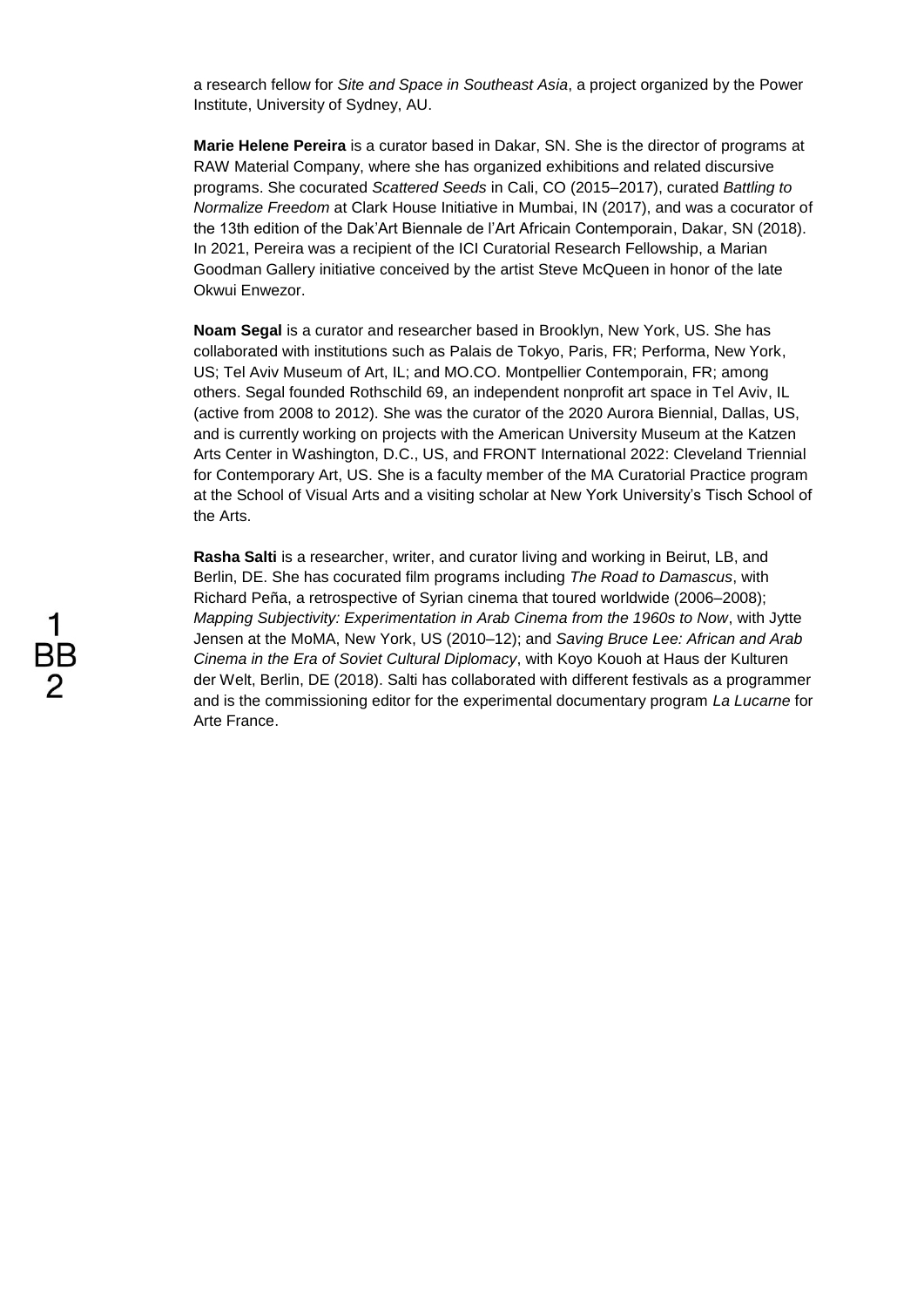a research fellow for *Site and Space in Southeast Asia*, a project organized by the Power Institute, University of Sydney, AU.

**Marie Helene Pereira** is a curator based in Dakar, SN. She is the director of programs at RAW Material Company, where she has organized exhibitions and related discursive programs. She cocurated *Scattered Seeds* in Cali, CO (2015–2017), curated *Battling to Normalize Freedom* at Clark House Initiative in Mumbai, IN (2017), and was a cocurator of the 13th edition of the Dak'Art Biennale de l'Art Africain Contemporain, Dakar, SN (2018). In 2021, Pereira was a recipient of the ICI Curatorial Research Fellowship, a Marian Goodman Gallery initiative conceived by the artist Steve McQueen in honor of the late Okwui Enwezor.

**Noam Segal** is a curator and researcher based in Brooklyn, New York, US. She has collaborated with institutions such as Palais de Tokyo, Paris, FR; Performa, New York, US; Tel Aviv Museum of Art, IL; and MO.CO. Montpellier Contemporain, FR; among others. Segal founded Rothschild 69, an independent nonprofit art space in Tel Aviv, IL (active from 2008 to 2012). She was the curator of the 2020 Aurora Biennial, Dallas, US, and is currently working on projects with the American University Museum at the Katzen Arts Center in Washington, D.C., US, and FRONT International 2022: Cleveland Triennial for Contemporary Art, US. She is a faculty member of the MA Curatorial Practice program at the School of Visual Arts and a visiting scholar at New York University's Tisch School of the Arts.

**Rasha Salti** is a researcher, writer, and curator living and working in Beirut, LB, and Berlin, DE. She has cocurated film programs including *The Road to Damascus*, with Richard Peña, a retrospective of Syrian cinema that toured worldwide (2006–2008); *Mapping Subjectivity: Experimentation in Arab Cinema from the 1960s to Now*, with Jytte Jensen at the MoMA, New York, US (2010–12); and *Saving Bruce Lee: African and Arab Cinema in the Era of Soviet Cultural Diplomacy*, with Koyo Kouoh at Haus der Kulturen der Welt, Berlin, DE (2018). Salti has collaborated with different festivals as a programmer and is the commissioning editor for the experimental documentary program *La Lucarne* for Arte France.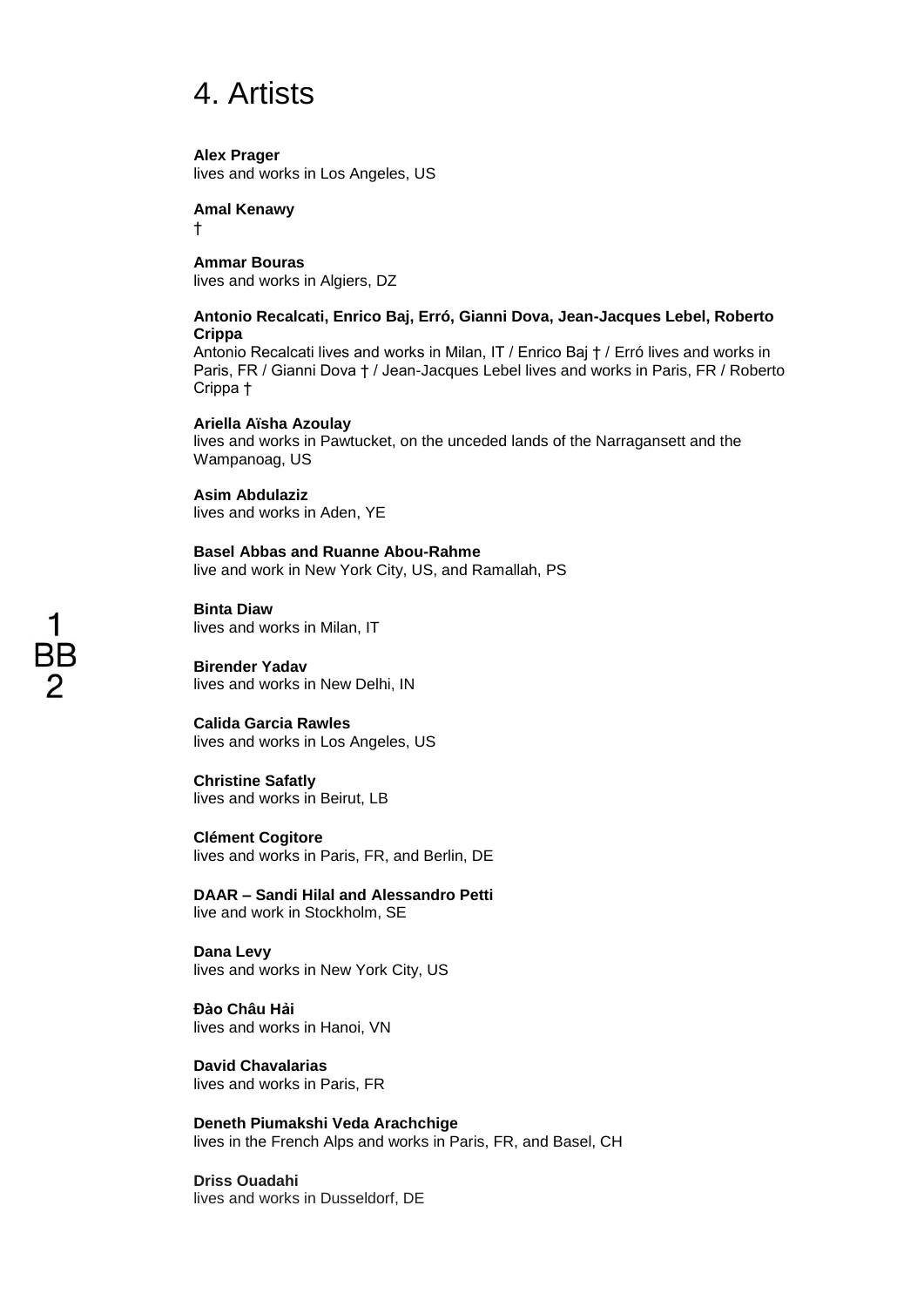# 4. Artists

**Alex Prager**
lives and works in Los Angeles, US

**Amal Kenawy**
†

**Ammar Bouras**
lives and works in Algiers, DZ

**Antonio Recalcati, Enrico Baj, Erró, Gianni Dova, Jean-Jacques Lebel, Roberto Crippa**
Antonio Recalcati lives and works in Milan, IT / Enrico Baj † / Erró lives and works in Paris, FR / Gianni Dova † / Jean-Jacques Lebel lives and works in Paris, FR / Roberto Crippa †

**Ariella Aïsha Azoulay**
lives and works in Pawtucket, on the unceded lands of the Narragansett and the Wampanoag, US

**Asim Abdulaziz**
lives and works in Aden, YE

**Basel Abbas and Ruanne Abou-Rahme**
live and work in New York City, US, and Ramallah, PS

**Binta Diaw**
lives and works in Milan, IT

**Birender Yadav**
lives and works in New Delhi, IN

**Calida Garcia Rawles**
lives and works in Los Angeles, US

**Christine Safatly**
lives and works in Beirut, LB

**Clément Cogitore**
lives and works in Paris, FR, and Berlin, DE

**DAAR – Sandi Hilal and Alessandro Petti**
live and work in Stockholm, SE

**Dana Levy**
lives and works in New York City, US

**Đào Châu Hải**
lives and works in Hanoi, VN

**David Chavalarias**
lives and works in Paris, FR

**Deneth Piumakshi Veda Arachchige**
lives in the French Alps and works in Paris, FR, and Basel, CH

**Driss Ouadahi**
lives and works in Dusseldorf, DE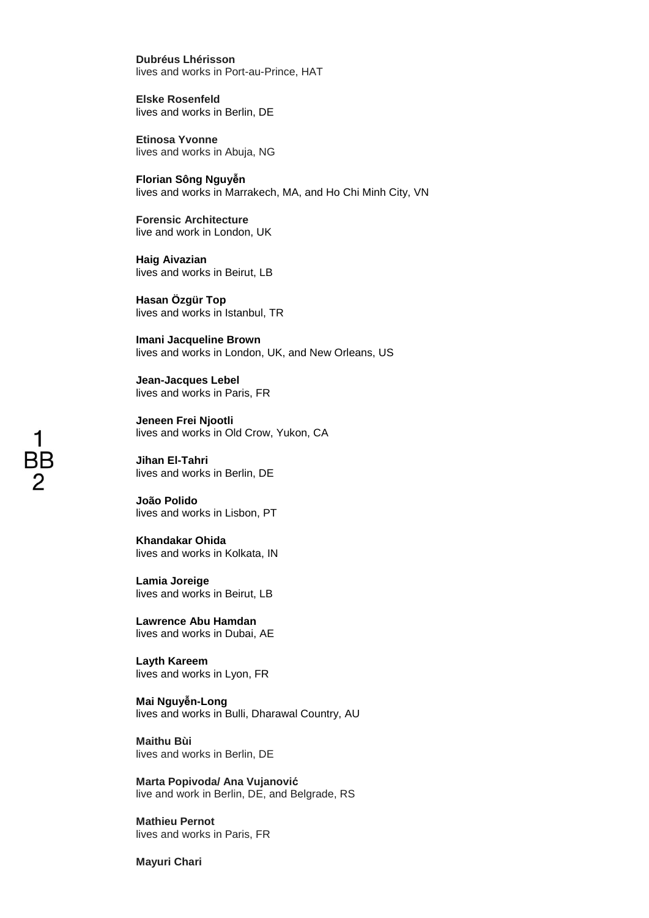**Dubréus Lhérisson**
lives and works in Port-au-Prince, HAT

**Elske Rosenfeld**
lives and works in Berlin, DE

**Etinosa Yvonne**
lives and works in Abuja, NG

**Florian Sông Nguyễn**
lives and works in Marrakech, MA, and Ho Chi Minh City, VN

**Forensic Architecture**
live and work in London, UK

**Haig Aivazian**
lives and works in Beirut, LB

**Hasan Özgür Top**
lives and works in Istanbul, TR

**Imani Jacqueline Brown**
lives and works in London, UK, and New Orleans, US

**Jean-Jacques Lebel**
lives and works in Paris, FR

**Jeneen Frei Njootli**
lives and works in Old Crow, Yukon, CA

**Jihan El-Tahri**
lives and works in Berlin, DE

**João Polido**
lives and works in Lisbon, PT

**Khandakar Ohida**
lives and works in Kolkata, IN

**Lamia Joreige**
lives and works in Beirut, LB

**Lawrence Abu Hamdan**
lives and works in Dubai, AE

**Layth Kareem**
lives and works in Lyon, FR

**Mai Nguyễn-Long**
lives and works in Bulli, Dharawal Country, AU

**Maithu Bùi**
lives and works in Berlin, DE

**Marta Popivoda/ Ana Vujanović**
live and work in Berlin, DE, and Belgrade, RS

**Mathieu Pernot**
lives and works in Paris, FR

**Mayuri Chari**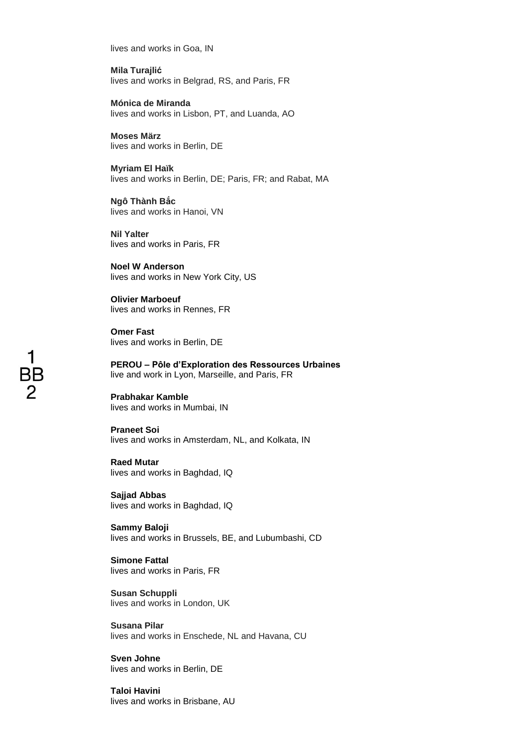lives and works in Goa, IN

**Mila Turajlić**
lives and works in Belgrad, RS, and Paris, FR

**Mónica de Miranda**
lives and works in Lisbon, PT, and Luanda, AO

**Moses März**
lives and works in Berlin, DE

**Myriam El Haïk**
lives and works in Berlin, DE; Paris, FR; and Rabat, MA

**Ngô Thành Bắc**
lives and works in Hanoi, VN

**Nil Yalter**
lives and works in Paris, FR

**Noel W Anderson**
lives and works in New York City, US

**Olivier Marboeuf**
lives and works in Rennes, FR

**Omer Fast**
lives and works in Berlin, DE

**PEROU – Pôle d'Exploration des Ressources Urbaines**
live and work in Lyon, Marseille, and Paris, FR

**Prabhakar Kamble**
lives and works in Mumbai, IN

**Praneet Soi**
lives and works in Amsterdam, NL, and Kolkata, IN

**Raed Mutar**
lives and works in Baghdad, IQ

**Sajjad Abbas**
lives and works in Baghdad, IQ

**Sammy Baloji**
lives and works in Brussels, BE, and Lubumbashi, CD

**Simone Fattal**
lives and works in Paris, FR

**Susan Schuppli**
lives and works in London, UK

**Susana Pilar**
lives and works in Enschede, NL and Havana, CU

**Sven Johne**
lives and works in Berlin, DE

**Taloi Havini**
lives and works in Brisbane, AU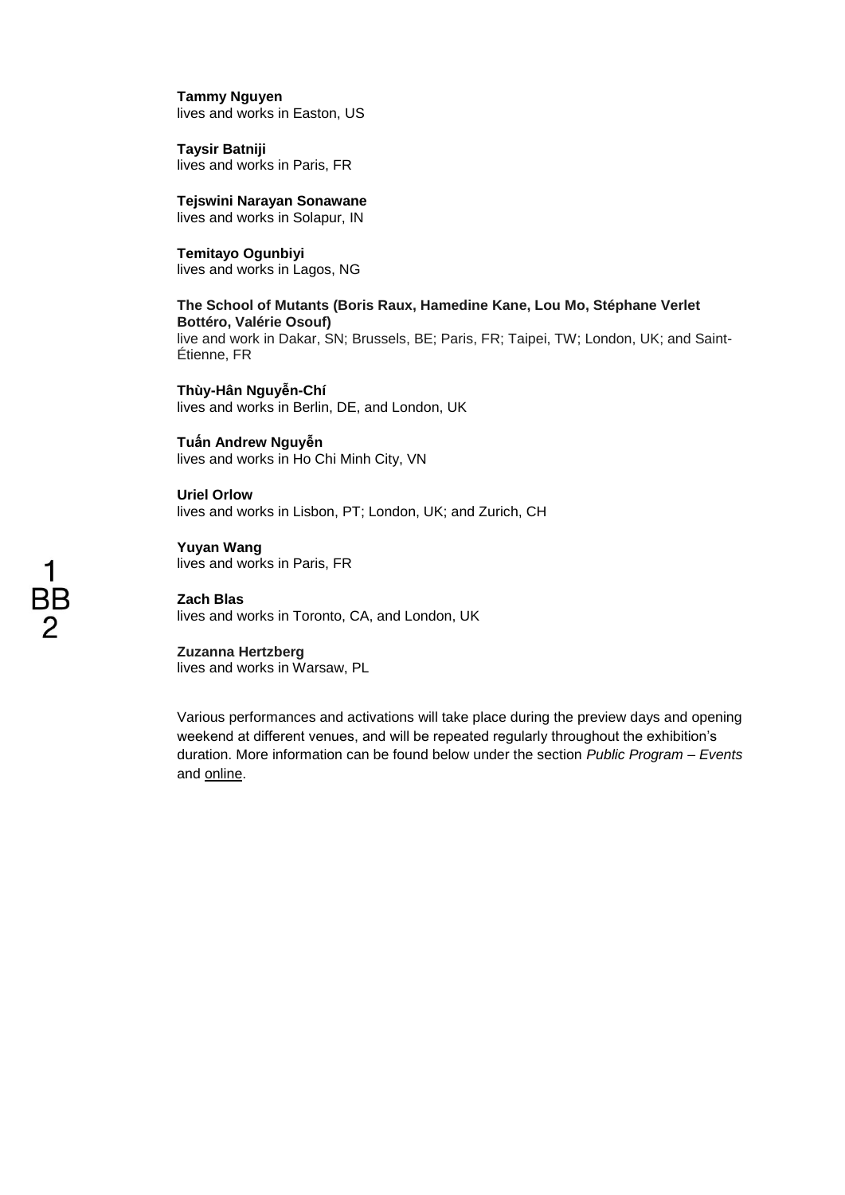**Tammy Nguyen**
lives and works in Easton, US

**Taysir Batniji**
lives and works in Paris, FR

**Tejswini Narayan Sonawane**
lives and works in Solapur, IN

**Temitayo Ogunbiyi**
lives and works in Lagos, NG

**The School of Mutants (Boris Raux, Hamedine Kane, Lou Mo, Stéphane Verlet Bottéro, Valérie Osouf)**
live and work in Dakar, SN; Brussels, BE; Paris, FR; Taipei, TW; London, UK; and Saint-Étienne, FR

**Thùy-Hân Nguyễn-Chí**
lives and works in Berlin, DE, and London, UK

**Tuấn Andrew Nguyễn**
lives and works in Ho Chi Minh City, VN

**Uriel Orlow**
lives and works in Lisbon, PT; London, UK; and Zurich, CH

**Yuyan Wang**
lives and works in Paris, FR

**Zach Blas**
lives and works in Toronto, CA, and London, UK

**Zuzanna Hertzberg**
lives and works in Warsaw, PL

Various performances and activations will take place during the preview days and opening weekend at different venues, and will be repeated regularly throughout the exhibition's duration. More information can be found below under the section *Public Program – Events* and online.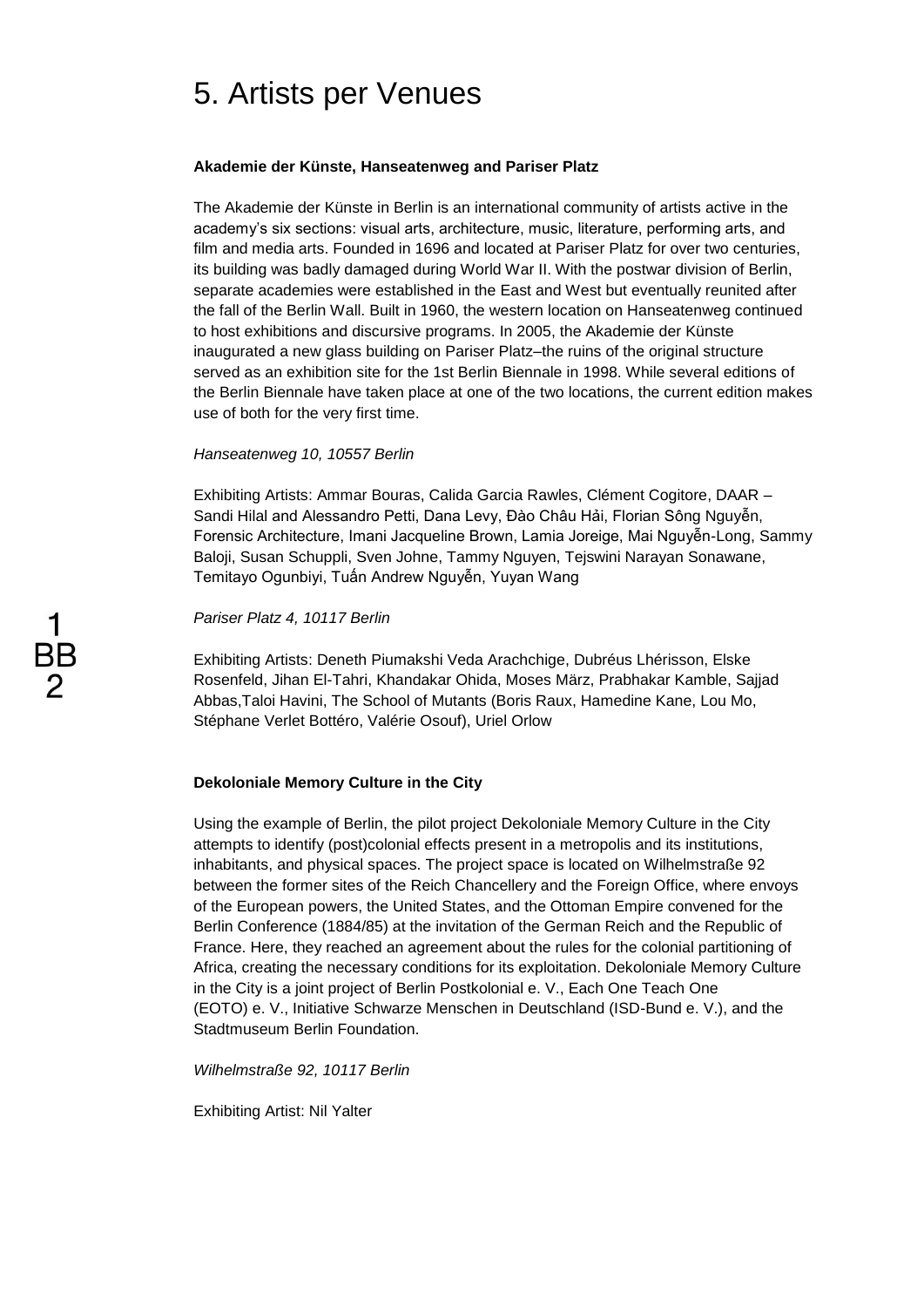# 5. Artists per Venues

**Akademie der Künste, Hanseatenweg and Pariser Platz**

The Akademie der Künste in Berlin is an international community of artists active in the academy's six sections: visual arts, architecture, music, literature, performing arts, and film and media arts. Founded in 1696 and located at Pariser Platz for over two centuries, its building was badly damaged during World War II. With the postwar division of Berlin, separate academies were established in the East and West but eventually reunited after the fall of the Berlin Wall. Built in 1960, the western location on Hanseatenweg continued to host exhibitions and discursive programs. In 2005, the Akademie der Künste inaugurated a new glass building on Pariser Platz–the ruins of the original structure served as an exhibition site for the 1st Berlin Biennale in 1998. While several editions of the Berlin Biennale have taken place at one of the two locations, the current edition makes use of both for the very first time.

*Hanseatenweg 10, 10557 Berlin*

Exhibiting Artists: Ammar Bouras, Calida Garcia Rawles, Clément Cogitore, DAAR – Sandi Hilal and Alessandro Petti, Dana Levy, Đào Châu Hải, Florian Sông Nguyễn, Forensic Architecture, Imani Jacqueline Brown, Lamia Joreige, Mai Nguyễn-Long, Sammy Baloji, Susan Schuppli, Sven Johne, Tammy Nguyen, Tejswini Narayan Sonawane, Temitayo Ogunbiyi, Tuấn Andrew Nguyễn, Yuyan Wang

*Pariser Platz 4, 10117 Berlin*

Exhibiting Artists: Deneth Piumakshi Veda Arachchige, Dubréus Lhérisson, Elske Rosenfeld, Jihan El-Tahri, Khandakar Ohida, Moses März, Prabhakar Kamble, Sajjad Abbas,Taloi Havini, The School of Mutants (Boris Raux, Hamedine Kane, Lou Mo, Stéphane Verlet Bottéro, Valérie Osouf), Uriel Orlow

**Dekoloniale Memory Culture in the City**

Using the example of Berlin, the pilot project Dekoloniale Memory Culture in the City attempts to identify (post)colonial effects present in a metropolis and its institutions, inhabitants, and physical spaces. The project space is located on Wilhelmstraße 92 between the former sites of the Reich Chancellery and the Foreign Office, where envoys of the European powers, the United States, and the Ottoman Empire convened for the Berlin Conference (1884/85) at the invitation of the German Reich and the Republic of France. Here, they reached an agreement about the rules for the colonial partitioning of Africa, creating the necessary conditions for its exploitation. Dekoloniale Memory Culture in the City is a joint project of Berlin Postkolonial e. V., Each One Teach One (EOTO) e. V., Initiative Schwarze Menschen in Deutschland (ISD-Bund e. V.), and the Stadtmuseum Berlin Foundation.

*Wilhelmstraße 92, 10117 Berlin*

Exhibiting Artist: Nil Yalter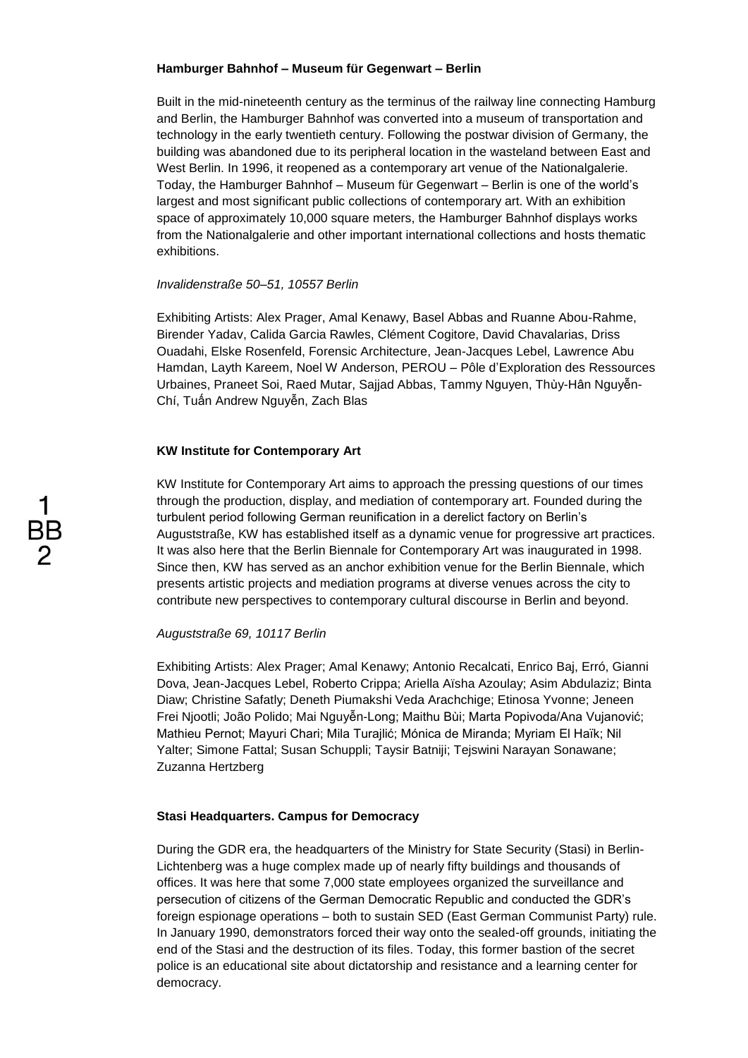**Hamburger Bahnhof – Museum für Gegenwart – Berlin**

Built in the mid-nineteenth century as the terminus of the railway line connecting Hamburg and Berlin, the Hamburger Bahnhof was converted into a museum of transportation and technology in the early twentieth century. Following the postwar division of Germany, the building was abandoned due to its peripheral location in the wasteland between East and West Berlin. In 1996, it reopened as a contemporary art venue of the Nationalgalerie. Today, the Hamburger Bahnhof – Museum für Gegenwart – Berlin is one of the world's largest and most significant public collections of contemporary art. With an exhibition space of approximately 10,000 square meters, the Hamburger Bahnhof displays works from the Nationalgalerie and other important international collections and hosts thematic exhibitions.

*Invalidenstraße 50–51, 10557 Berlin*

Exhibiting Artists: Alex Prager, Amal Kenawy, Basel Abbas and Ruanne Abou-Rahme, Birender Yadav, Calida Garcia Rawles, Clément Cogitore, David Chavalarias, Driss Ouadahi, Elske Rosenfeld, Forensic Architecture, Jean-Jacques Lebel, Lawrence Abu Hamdan, Layth Kareem, Noel W Anderson, PEROU – Pôle d'Exploration des Ressources Urbaines, Praneet Soi, Raed Mutar, Sajjad Abbas, Tammy Nguyen, Thùy-Hân Nguyễn-Chí, Tuấn Andrew Nguyễn, Zach Blas

**KW Institute for Contemporary Art**

KW Institute for Contemporary Art aims to approach the pressing questions of our times through the production, display, and mediation of contemporary art. Founded during the turbulent period following German reunification in a derelict factory on Berlin's Auguststraße, KW has established itself as a dynamic venue for progressive art practices. It was also here that the Berlin Biennale for Contemporary Art was inaugurated in 1998. Since then, KW has served as an anchor exhibition venue for the Berlin Biennale, which presents artistic projects and mediation programs at diverse venues across the city to contribute new perspectives to contemporary cultural discourse in Berlin and beyond.

*Auguststraße 69, 10117 Berlin*

Exhibiting Artists: Alex Prager; Amal Kenawy; Antonio Recalcati, Enrico Baj, Erró, Gianni Dova, Jean-Jacques Lebel, Roberto Crippa; Ariella Aïsha Azoulay; Asim Abdulaziz; Binta Diaw; Christine Safatly; Deneth Piumakshi Veda Arachchige; Etinosa Yvonne; Jeneen Frei Njootli; João Polido; Mai Nguyễn-Long; Maithu Bùi; Marta Popivoda/Ana Vujanović; Mathieu Pernot; Mayuri Chari; Mila Turajlić; Mónica de Miranda; Myriam El Haïk; Nil Yalter; Simone Fattal; Susan Schuppli; Taysir Batniji; Tejswini Narayan Sonawane; Zuzanna Hertzberg

**Stasi Headquarters. Campus for Democracy**

During the GDR era, the headquarters of the Ministry for State Security (Stasi) in Berlin-Lichtenberg was a huge complex made up of nearly fifty buildings and thousands of offices. It was here that some 7,000 state employees organized the surveillance and persecution of citizens of the German Democratic Republic and conducted the GDR's foreign espionage operations – both to sustain SED (East German Communist Party) rule. In January 1990, demonstrators forced their way onto the sealed-off grounds, initiating the end of the Stasi and the destruction of its files. Today, this former bastion of the secret police is an educational site about dictatorship and resistance and a learning center for democracy.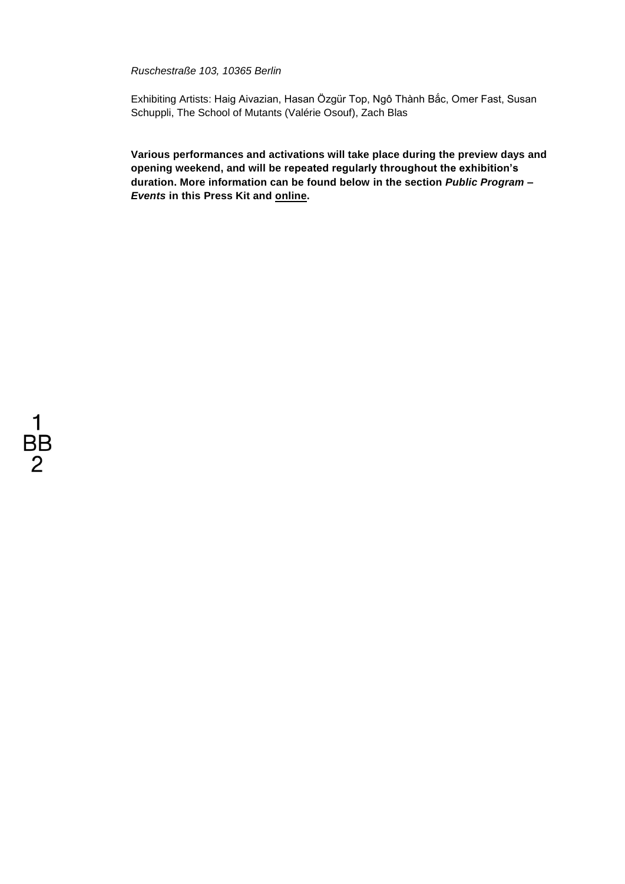*Ruschestraße 103, 10365 Berlin*

Exhibiting Artists: Haig Aivazian, Hasan Özgür Top, Ngô Thành Bắc, Omer Fast, Susan Schuppli, The School of Mutants (Valérie Osouf), Zach Blas

**Various performances and activations will take place during the preview days and opening weekend, and will be repeated regularly throughout the exhibition's duration. More information can be found below in the section *Public Program – Events* in this Press Kit and online.**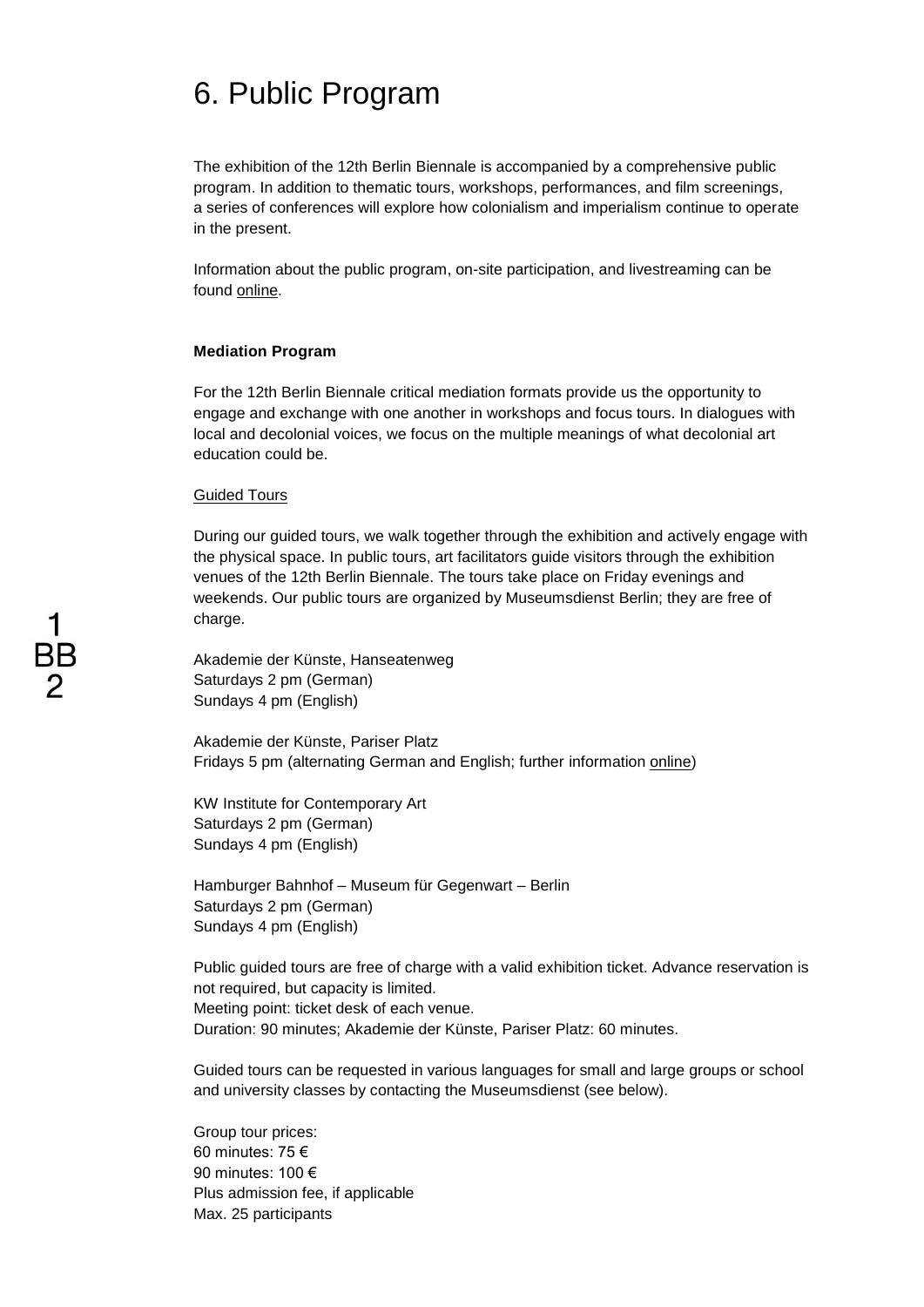# 6. Public Program

The exhibition of the 12th Berlin Biennale is accompanied by a comprehensive public program. In addition to thematic tours, workshops, performances, and film screenings, a series of conferences will explore how colonialism and imperialism continue to operate in the present.

Information about the public program, on-site participation, and livestreaming can be found online.

**Mediation Program**

For the 12th Berlin Biennale critical mediation formats provide us the opportunity to engage and exchange with one another in workshops and focus tours. In dialogues with local and decolonial voices, we focus on the multiple meanings of what decolonial art education could be.

Guided Tours

During our guided tours, we walk together through the exhibition and actively engage with the physical space. In public tours, art facilitators guide visitors through the exhibition venues of the 12th Berlin Biennale. The tours take place on Friday evenings and weekends. Our public tours are organized by Museumsdienst Berlin; they are free of charge.

Akademie der Künste, Hanseatenweg
Saturdays 2 pm (German)
Sundays 4 pm (English)

Akademie der Künste, Pariser Platz
Fridays 5 pm (alternating German and English; further information online)

KW Institute for Contemporary Art
Saturdays 2 pm (German)
Sundays 4 pm (English)

Hamburger Bahnhof – Museum für Gegenwart – Berlin
Saturdays 2 pm (German)
Sundays 4 pm (English)

Public guided tours are free of charge with a valid exhibition ticket. Advance reservation is not required, but capacity is limited.
Meeting point: ticket desk of each venue.
Duration: 90 minutes; Akademie der Künste, Pariser Platz: 60 minutes.

Guided tours can be requested in various languages for small and large groups or school and university classes by contacting the Museumsdienst (see below).

Group tour prices:
60 minutes: 75 €
90 minutes: 100 €
Plus admission fee, if applicable
Max. 25 participants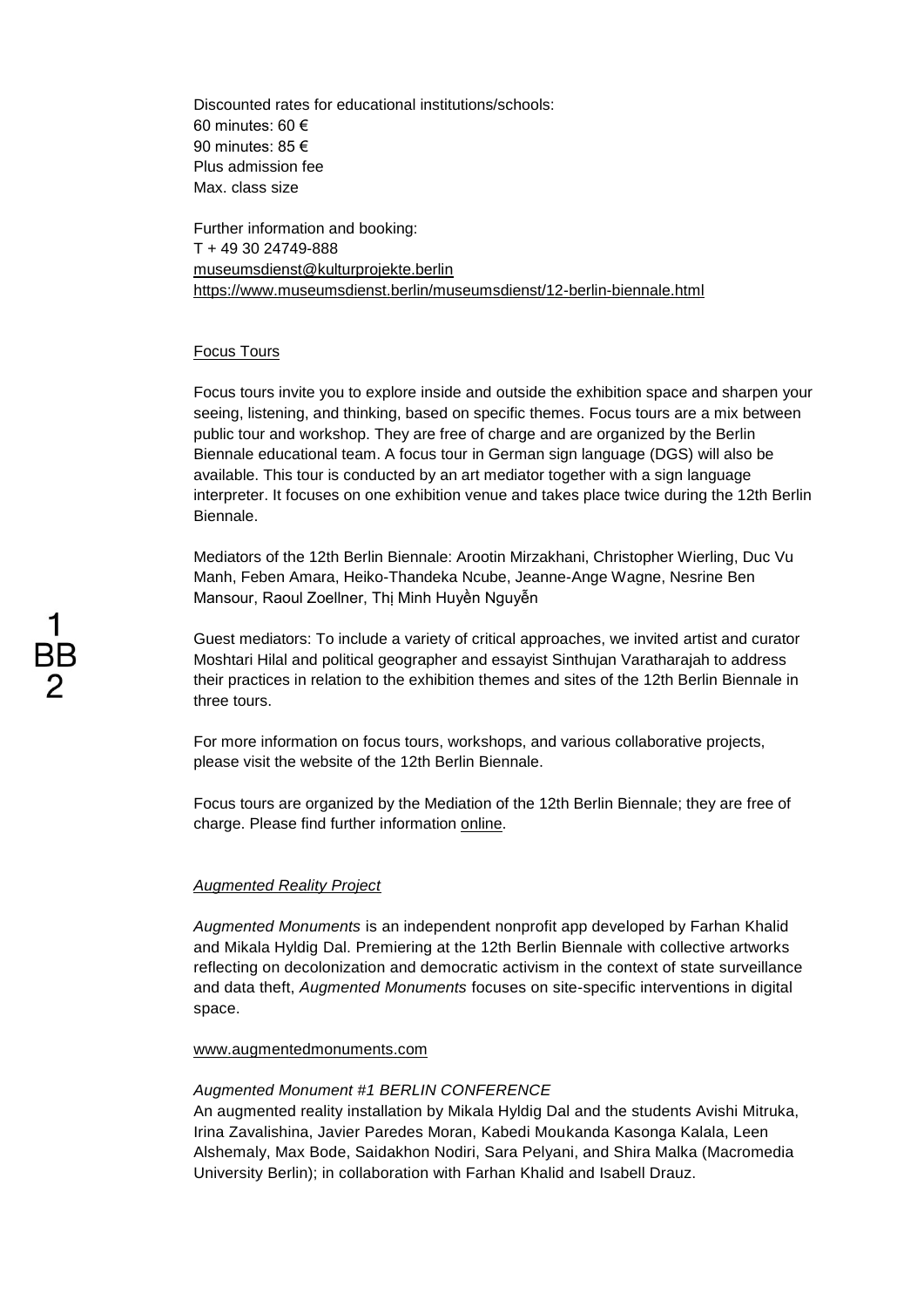Discounted rates for educational institutions/schools:
60 minutes: 60 €
90 minutes: 85 €
Plus admission fee
Max. class size

Further information and booking:
T + 49 30 24749-888
museumsdienst@kulturprojekte.berlin
https://www.museumsdienst.berlin/museumsdienst/12-berlin-biennale.html

Focus Tours

Focus tours invite you to explore inside and outside the exhibition space and sharpen your seeing, listening, and thinking, based on specific themes. Focus tours are a mix between public tour and workshop. They are free of charge and are organized by the Berlin Biennale educational team. A focus tour in German sign language (DGS) will also be available. This tour is conducted by an art mediator together with a sign language interpreter. It focuses on one exhibition venue and takes place twice during the 12th Berlin Biennale.

Mediators of the 12th Berlin Biennale: Arootin Mirzakhani, Christopher Wierling, Duc Vu Manh, Feben Amara, Heiko-Thandeka Ncube, Jeanne-Ange Wagne, Nesrine Ben Mansour, Raoul Zoellner, Thị Minh Huyền Nguyễn

Guest mediators: To include a variety of critical approaches, we invited artist and curator Moshtari Hilal and political geographer and essayist Sinthujan Varatharajah to address their practices in relation to the exhibition themes and sites of the 12th Berlin Biennale in three tours.

For more information on focus tours, workshops, and various collaborative projects, please visit the website of the 12th Berlin Biennale.

Focus tours are organized by the Mediation of the 12th Berlin Biennale; they are free of charge. Please find further information online.

*Augmented Reality Project*

*Augmented Monuments* is an independent nonprofit app developed by Farhan Khalid and Mikala Hyldig Dal. Premiering at the 12th Berlin Biennale with collective artworks reflecting on decolonization and democratic activism in the context of state surveillance and data theft, *Augmented Monuments* focuses on site-specific interventions in digital space.

www.augmentedmonuments.com

*Augmented Monument #1 BERLIN CONFERENCE*
An augmented reality installation by Mikala Hyldig Dal and the students Avishi Mitruka, Irina Zavalishina, Javier Paredes Moran, Kabedi Moukanda Kasonga Kalala, Leen Alshemaly, Max Bode, Saidakhon Nodiri, Sara Pelyani, and Shira Malka (Macromedia University Berlin); in collaboration with Farhan Khalid and Isabell Drauz.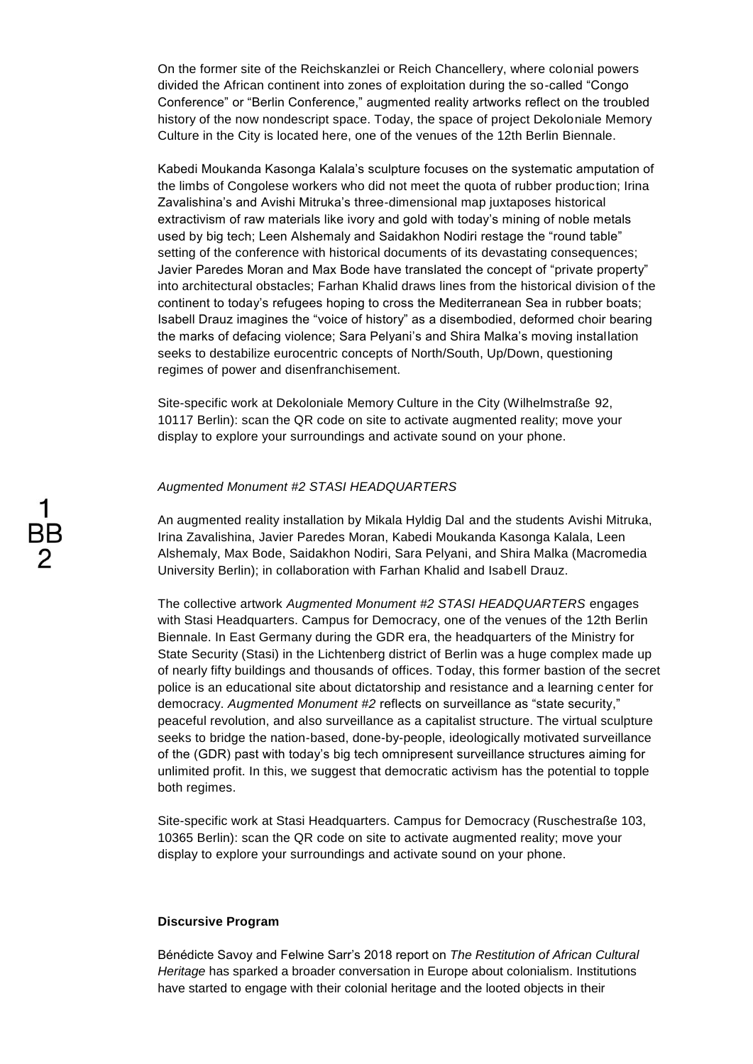On the former site of the Reichskanzlei or Reich Chancellery, where colonial powers divided the African continent into zones of exploitation during the so-called "Congo Conference" or "Berlin Conference," augmented reality artworks reflect on the troubled history of the now nondescript space. Today, the space of project Dekoloniale Memory Culture in the City is located here, one of the venues of the 12th Berlin Biennale.

Kabedi Moukanda Kasonga Kalala's sculpture focuses on the systematic amputation of the limbs of Congolese workers who did not meet the quota of rubber production; Irina Zavalishina's and Avishi Mitruka's three-dimensional map juxtaposes historical extractivism of raw materials like ivory and gold with today's mining of noble metals used by big tech; Leen Alshemaly and Saidakhon Nodiri restage the "round table" setting of the conference with historical documents of its devastating consequences; Javier Paredes Moran and Max Bode have translated the concept of "private property" into architectural obstacles; Farhan Khalid draws lines from the historical division of the continent to today's refugees hoping to cross the Mediterranean Sea in rubber boats; Isabell Drauz imagines the "voice of history" as a disembodied, deformed choir bearing the marks of defacing violence; Sara Pelyani's and Shira Malka's moving installation seeks to destabilize eurocentric concepts of North/South, Up/Down, questioning regimes of power and disenfranchisement.

Site-specific work at Dekoloniale Memory Culture in the City (Wilhelmstraße 92, 10117 Berlin): scan the QR code on site to activate augmented reality; move your display to explore your surroundings and activate sound on your phone.

*Augmented Monument #2 STASI HEADQUARTERS*

An augmented reality installation by Mikala Hyldig Dal and the students Avishi Mitruka, Irina Zavalishina, Javier Paredes Moran, Kabedi Moukanda Kasonga Kalala, Leen Alshemaly, Max Bode, Saidakhon Nodiri, Sara Pelyani, and Shira Malka (Macromedia University Berlin); in collaboration with Farhan Khalid and Isabell Drauz.

The collective artwork *Augmented Monument #2 STASI HEADQUARTERS* engages with Stasi Headquarters. Campus for Democracy, one of the venues of the 12th Berlin Biennale. In East Germany during the GDR era, the headquarters of the Ministry for State Security (Stasi) in the Lichtenberg district of Berlin was a huge complex made up of nearly fifty buildings and thousands of offices. Today, this former bastion of the secret police is an educational site about dictatorship and resistance and a learning center for democracy. *Augmented Monument #2* reflects on surveillance as "state security," peaceful revolution, and also surveillance as a capitalist structure. The virtual sculpture seeks to bridge the nation-based, done-by-people, ideologically motivated surveillance of the (GDR) past with today's big tech omnipresent surveillance structures aiming for unlimited profit. In this, we suggest that democratic activism has the potential to topple both regimes.

Site-specific work at Stasi Headquarters. Campus for Democracy (Ruschestraße 103, 10365 Berlin): scan the QR code on site to activate augmented reality; move your display to explore your surroundings and activate sound on your phone.

**Discursive Program**

Bénédicte Savoy and Felwine Sarr's 2018 report on *The Restitution of African Cultural Heritage* has sparked a broader conversation in Europe about colonialism. Institutions have started to engage with their colonial heritage and the looted objects in their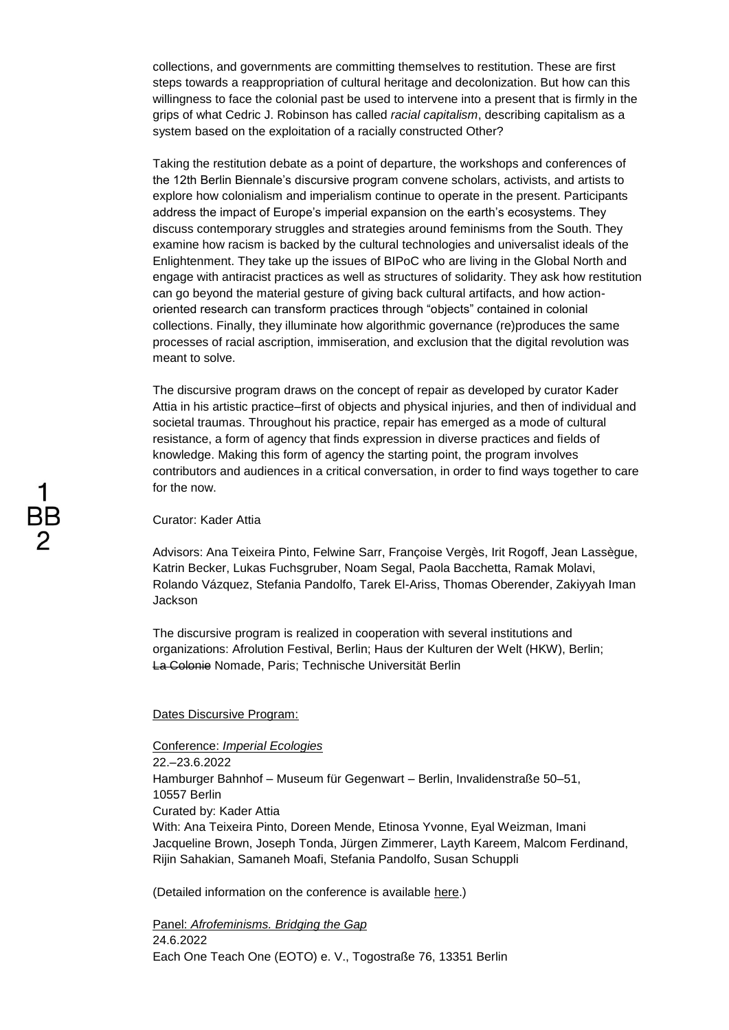collections, and governments are committing themselves to restitution. These are first steps towards a reappropriation of cultural heritage and decolonization. But how can this willingness to face the colonial past be used to intervene into a present that is firmly in the grips of what Cedric J. Robinson has called *racial capitalism*, describing capitalism as a system based on the exploitation of a racially constructed Other?

Taking the restitution debate as a point of departure, the workshops and conferences of the 12th Berlin Biennale's discursive program convene scholars, activists, and artists to explore how colonialism and imperialism continue to operate in the present. Participants address the impact of Europe's imperial expansion on the earth's ecosystems. They discuss contemporary struggles and strategies around feminisms from the South. They examine how racism is backed by the cultural technologies and universalist ideals of the Enlightenment. They take up the issues of BIPoC who are living in the Global North and engage with antiracist practices as well as structures of solidarity. They ask how restitution can go beyond the material gesture of giving back cultural artifacts, and how action-oriented research can transform practices through "objects" contained in colonial collections. Finally, they illuminate how algorithmic governance (re)produces the same processes of racial ascription, immiseration, and exclusion that the digital revolution was meant to solve.

The discursive program draws on the concept of repair as developed by curator Kader Attia in his artistic practice–first of objects and physical injuries, and then of individual and societal traumas. Throughout his practice, repair has emerged as a mode of cultural resistance, a form of agency that finds expression in diverse practices and fields of knowledge. Making this form of agency the starting point, the program involves contributors and audiences in a critical conversation, in order to find ways together to care for the now.

Curator: Kader Attia

Advisors: Ana Teixeira Pinto, Felwine Sarr, Françoise Vergès, Irit Rogoff, Jean Lassègue, Katrin Becker, Lukas Fuchsgruber, Noam Segal, Paola Bacchetta, Ramak Molavi, Rolando Vázquez, Stefania Pandolfo, Tarek El-Ariss, Thomas Oberender, Zakiyyah Iman Jackson

The discursive program is realized in cooperation with several institutions and organizations: Afrolution Festival, Berlin; Haus der Kulturen der Welt (HKW), Berlin; ~~La Colonie~~ Nomade, Paris; Technische Universität Berlin

Dates Discursive Program:

Conference: *Imperial Ecologies*
22.–23.6.2022
Hamburger Bahnhof – Museum für Gegenwart – Berlin, Invalidenstraße 50–51, 10557 Berlin
Curated by: Kader Attia
With: Ana Teixeira Pinto, Doreen Mende, Etinosa Yvonne, Eyal Weizman, Imani Jacqueline Brown, Joseph Tonda, Jürgen Zimmerer, Layth Kareem, Malcom Ferdinand, Rijin Sahakian, Samaneh Moafi, Stefania Pandolfo, Susan Schuppli

(Detailed information on the conference is available here.)

Panel: *Afrofeminisms. Bridging the Gap*
24.6.2022
Each One Teach One (EOTO) e. V., Togostraße 76, 13351 Berlin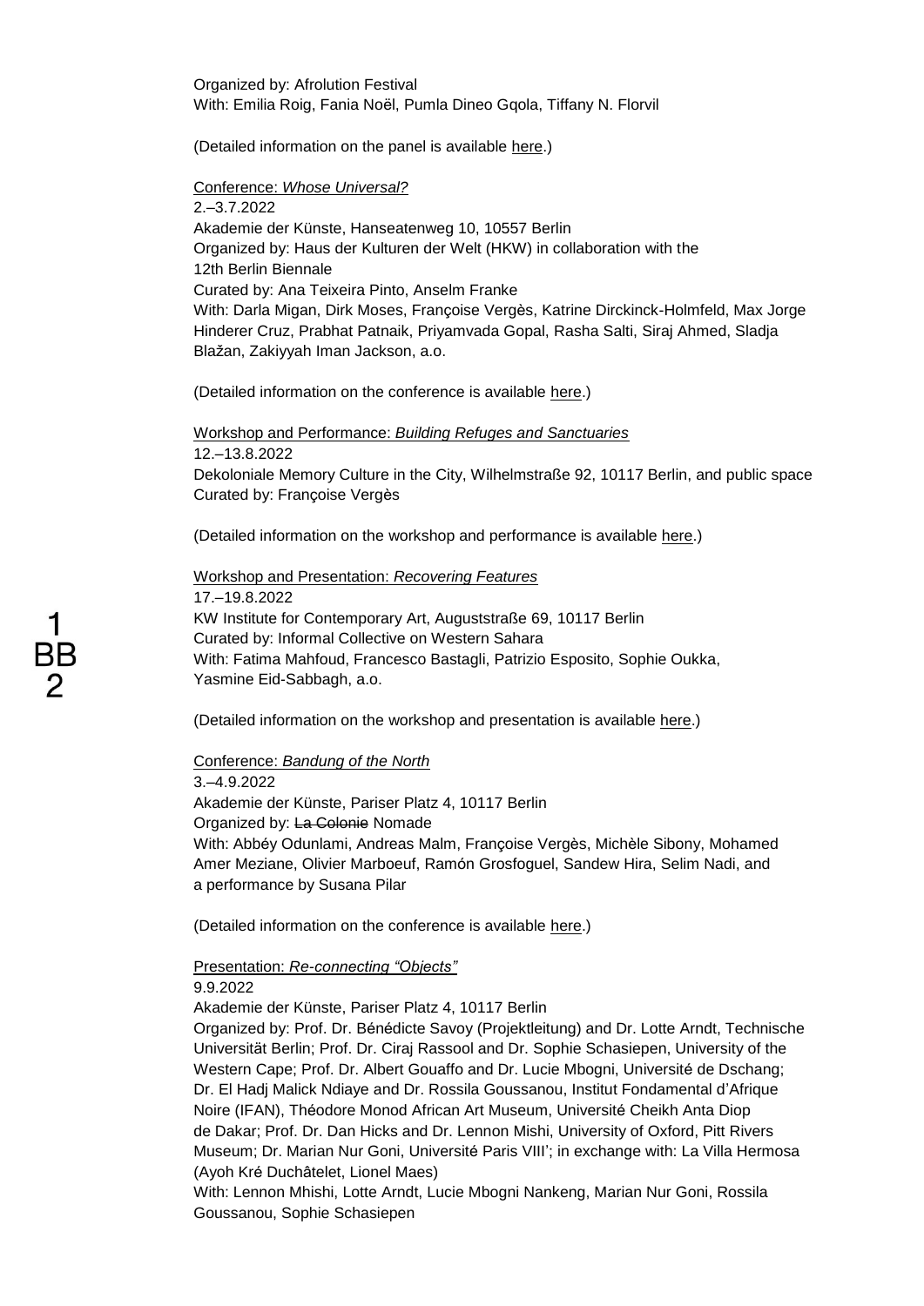Organized by: Afrolution Festival
With: Emilia Roig, Fania Noël, Pumla Dineo Gqola, Tiffany N. Florvil

(Detailed information on the panel is available here.)

Conference: *Whose Universal?*
2.–3.7.2022
Akademie der Künste, Hanseatenweg 10, 10557 Berlin
Organized by: Haus der Kulturen der Welt (HKW) in collaboration with the 12th Berlin Biennale
Curated by: Ana Teixeira Pinto, Anselm Franke
With: Darla Migan, Dirk Moses, Françoise Vergès, Katrine Dirckinck-Holmfeld, Max Jorge Hinderer Cruz, Prabhat Patnaik, Priyamvada Gopal, Rasha Salti, Siraj Ahmed, Sladja Blažan, Zakiyyah Iman Jackson, a.o.

(Detailed information on the conference is available here.)

Workshop and Performance: *Building Refuges and Sanctuaries*
12.–13.8.2022
Dekoloniale Memory Culture in the City, Wilhelmstraße 92, 10117 Berlin, and public space
Curated by: Françoise Vergès

(Detailed information on the workshop and performance is available here.)

Workshop and Presentation: *Recovering Features*
17.–19.8.2022
KW Institute for Contemporary Art, Auguststraße 69, 10117 Berlin
Curated by: Informal Collective on Western Sahara
With: Fatima Mahfoud, Francesco Bastagli, Patrizio Esposito, Sophie Oukka, Yasmine Eid-Sabbagh, a.o.

(Detailed information on the workshop and presentation is available here.)

Conference: *Bandung of the North*
3.–4.9.2022
Akademie der Künste, Pariser Platz 4, 10117 Berlin
Organized by: ~~La Colonie~~ Nomade
With: Abbéy Odunlami, Andreas Malm, Françoise Vergès, Michèle Sibony, Mohamed Amer Meziane, Olivier Marboeuf, Ramón Grosfoguel, Sandew Hira, Selim Nadi, and a performance by Susana Pilar

(Detailed information on the conference is available here.)

Presentation: *Re-connecting "Objects"*
9.9.2022
Akademie der Künste, Pariser Platz 4, 10117 Berlin
Organized by: Prof. Dr. Bénédicte Savoy (Projektleitung) and Dr. Lotte Arndt, Technische Universität Berlin; Prof. Dr. Ciraj Rassool and Dr. Sophie Schasiepen, University of the Western Cape; Prof. Dr. Albert Gouaffo and Dr. Lucie Mbogni, Université de Dschang; Dr. El Hadj Malick Ndiaye and Dr. Rossila Goussanou, Institut Fondamental d'Afrique Noire (IFAN), Théodore Monod African Art Museum, Université Cheikh Anta Diop de Dakar; Prof. Dr. Dan Hicks and Dr. Lennon Mishi, University of Oxford, Pitt Rivers Museum; Dr. Marian Nur Goni, Université Paris VIII'; in exchange with: La Villa Hermosa (Ayoh Kré Duchâtelet, Lionel Maes)
With: Lennon Mhishi, Lotte Arndt, Lucie Mbogni Nankeng, Marian Nur Goni, Rossila Goussanou, Sophie Schasiepen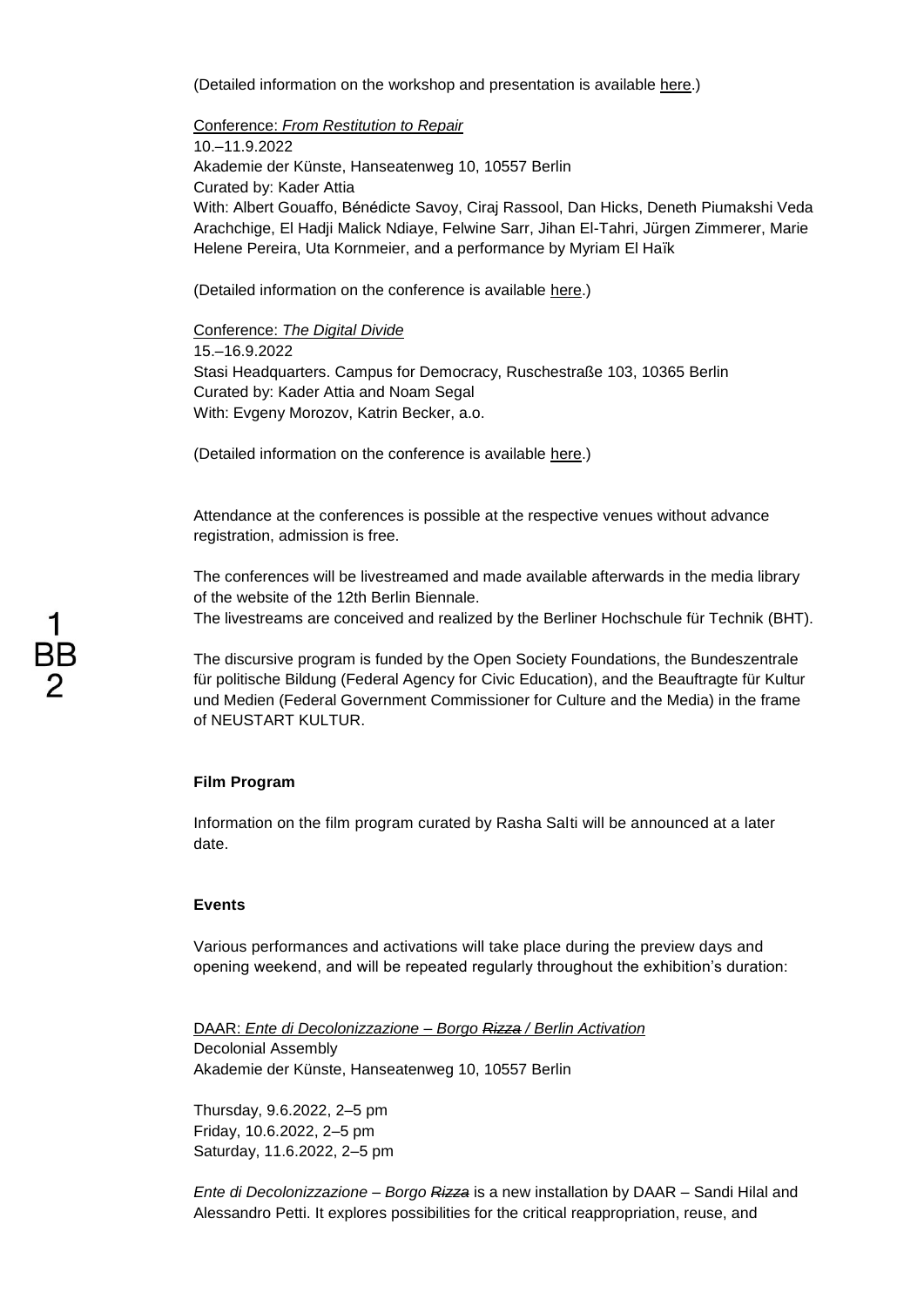(Detailed information on the workshop and presentation is available here.)

Conference: *From Restitution to Repair*
10.–11.9.2022
Akademie der Künste, Hanseatenweg 10, 10557 Berlin
Curated by: Kader Attia
With: Albert Gouaffo, Bénédicte Savoy, Ciraj Rassool, Dan Hicks, Deneth Piumakshi Veda Arachchige, El Hadji Malick Ndiaye, Felwine Sarr, Jihan El-Tahri, Jürgen Zimmerer, Marie Helene Pereira, Uta Kornmeier, and a performance by Myriam El Haïk

(Detailed information on the conference is available here.)

Conference: *The Digital Divide*
15.–16.9.2022
Stasi Headquarters. Campus for Democracy, Ruschestraße 103, 10365 Berlin
Curated by: Kader Attia and Noam Segal
With: Evgeny Morozov, Katrin Becker, a.o.

(Detailed information on the conference is available here.)

Attendance at the conferences is possible at the respective venues without advance registration, admission is free.

The conferences will be livestreamed and made available afterwards in the media library of the website of the 12th Berlin Biennale.
The livestreams are conceived and realized by the Berliner Hochschule für Technik (BHT).

The discursive program is funded by the Open Society Foundations, the Bundeszentrale für politische Bildung (Federal Agency for Civic Education), and the Beauftragte für Kultur und Medien (Federal Government Commissioner for Culture and the Media) in the frame of NEUSTART KULTUR.

**Film Program**

Information on the film program curated by Rasha Salti will be announced at a later date.

**Events**

Various performances and activations will take place during the preview days and opening weekend, and will be repeated regularly throughout the exhibition's duration:

DAAR: *Ente di Decolonizzazione – Borgo ~~Rizza~~ / Berlin Activation*
Decolonial Assembly
Akademie der Künste, Hanseatenweg 10, 10557 Berlin

Thursday, 9.6.2022, 2–5 pm
Friday, 10.6.2022, 2–5 pm
Saturday, 11.6.2022, 2–5 pm

*Ente di Decolonizzazione – Borgo ~~Rizza~~* is a new installation by DAAR – Sandi Hilal and Alessandro Petti. It explores possibilities for the critical reappropriation, reuse, and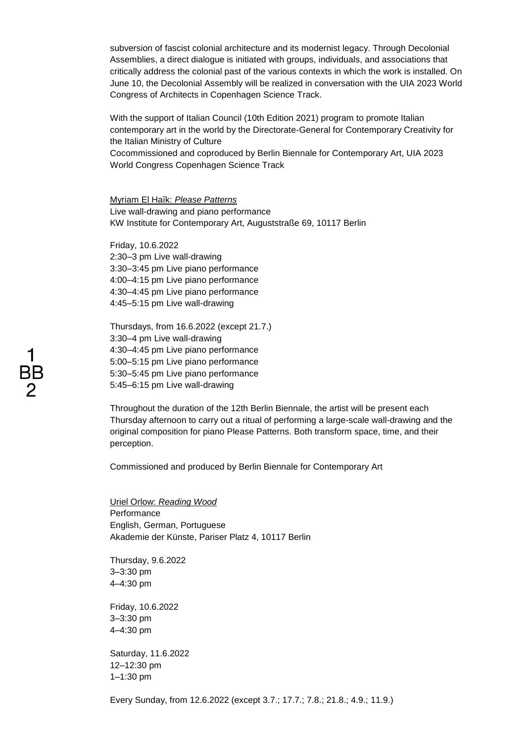subversion of fascist colonial architecture and its modernist legacy. Through Decolonial Assemblies, a direct dialogue is initiated with groups, individuals, and associations that critically address the colonial past of the various contexts in which the work is installed. On June 10, the Decolonial Assembly will be realized in conversation with the UIA 2023 World Congress of Architects in Copenhagen Science Track.

With the support of Italian Council (10th Edition 2021) program to promote Italian contemporary art in the world by the Directorate-General for Contemporary Creativity for the Italian Ministry of Culture
Cocommissioned and coproduced by Berlin Biennale for Contemporary Art, UIA 2023 World Congress Copenhagen Science Track

Myriam El Haïk: *Please Patterns*
Live wall-drawing and piano performance
KW Institute for Contemporary Art, Auguststraße 69, 10117 Berlin

Friday, 10.6.2022
2:30–3 pm Live wall-drawing
3:30–3:45 pm Live piano performance
4:00–4:15 pm Live piano performance
4:30–4:45 pm Live piano performance
4:45–5:15 pm Live wall-drawing

Thursdays, from 16.6.2022 (except 21.7.)
3:30–4 pm Live wall-drawing
4:30–4:45 pm Live piano performance
5:00–5:15 pm Live piano performance
5:30–5:45 pm Live piano performance
5:45–6:15 pm Live wall-drawing

Throughout the duration of the 12th Berlin Biennale, the artist will be present each Thursday afternoon to carry out a ritual of performing a large-scale wall-drawing and the original composition for piano Please Patterns. Both transform space, time, and their perception.

Commissioned and produced by Berlin Biennale for Contemporary Art

Uriel Orlow: *Reading Wood*
Performance
English, German, Portuguese
Akademie der Künste, Pariser Platz 4, 10117 Berlin

Thursday, 9.6.2022
3–3:30 pm
4–4:30 pm

Friday, 10.6.2022
3–3:30 pm
4–4:30 pm

Saturday, 11.6.2022
12–12:30 pm
1–1:30 pm

Every Sunday, from 12.6.2022 (except 3.7.; 17.7.; 7.8.; 21.8.; 4.9.; 11.9.)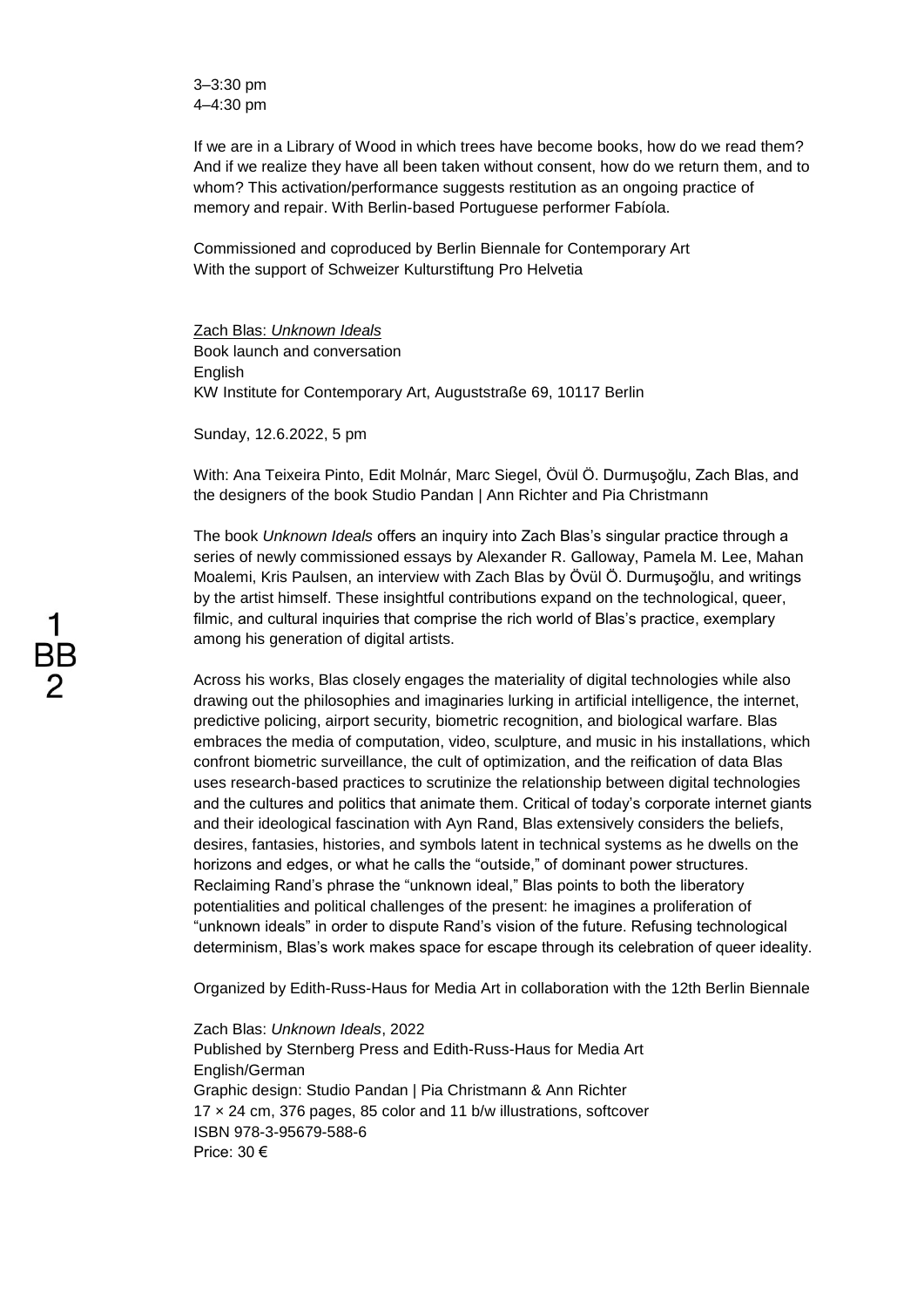3–3:30 pm
4–4:30 pm

If we are in a Library of Wood in which trees have become books, how do we read them? And if we realize they have all been taken without consent, how do we return them, and to whom? This activation/performance suggests restitution as an ongoing practice of memory and repair. With Berlin-based Portuguese performer Fabíola.

Commissioned and coproduced by Berlin Biennale for Contemporary Art
With the support of Schweizer Kulturstiftung Pro Helvetia

Zach Blas: *Unknown Ideals*
Book launch and conversation
English
KW Institute for Contemporary Art, Auguststraße 69, 10117 Berlin

Sunday, 12.6.2022, 5 pm

With: Ana Teixeira Pinto, Edit Molnár, Marc Siegel, Övül Ö. Durmuşoğlu, Zach Blas, and the designers of the book Studio Pandan | Ann Richter and Pia Christmann

The book *Unknown Ideals* offers an inquiry into Zach Blas's singular practice through a series of newly commissioned essays by Alexander R. Galloway, Pamela M. Lee, Mahan Moalemi, Kris Paulsen, an interview with Zach Blas by Övül Ö. Durmuşoğlu, and writings by the artist himself. These insightful contributions expand on the technological, queer, filmic, and cultural inquiries that comprise the rich world of Blas's practice, exemplary among his generation of digital artists.

Across his works, Blas closely engages the materiality of digital technologies while also drawing out the philosophies and imaginaries lurking in artificial intelligence, the internet, predictive policing, airport security, biometric recognition, and biological warfare. Blas embraces the media of computation, video, sculpture, and music in his installations, which confront biometric surveillance, the cult of optimization, and the reification of data Blas uses research-based practices to scrutinize the relationship between digital technologies and the cultures and politics that animate them. Critical of today's corporate internet giants and their ideological fascination with Ayn Rand, Blas extensively considers the beliefs, desires, fantasies, histories, and symbols latent in technical systems as he dwells on the horizons and edges, or what he calls the "outside," of dominant power structures. Reclaiming Rand's phrase the "unknown ideal," Blas points to both the liberatory potentialities and political challenges of the present: he imagines a proliferation of "unknown ideals" in order to dispute Rand's vision of the future. Refusing technological determinism, Blas's work makes space for escape through its celebration of queer ideality.

Organized by Edith-Russ-Haus for Media Art in collaboration with the 12th Berlin Biennale

Zach Blas: *Unknown Ideals*, 2022
Published by Sternberg Press and Edith-Russ-Haus for Media Art
English/German
Graphic design: Studio Pandan | Pia Christmann & Ann Richter
17 × 24 cm, 376 pages, 85 color and 11 b/w illustrations, softcover
ISBN 978-3-95679-588-6
Price: 30 €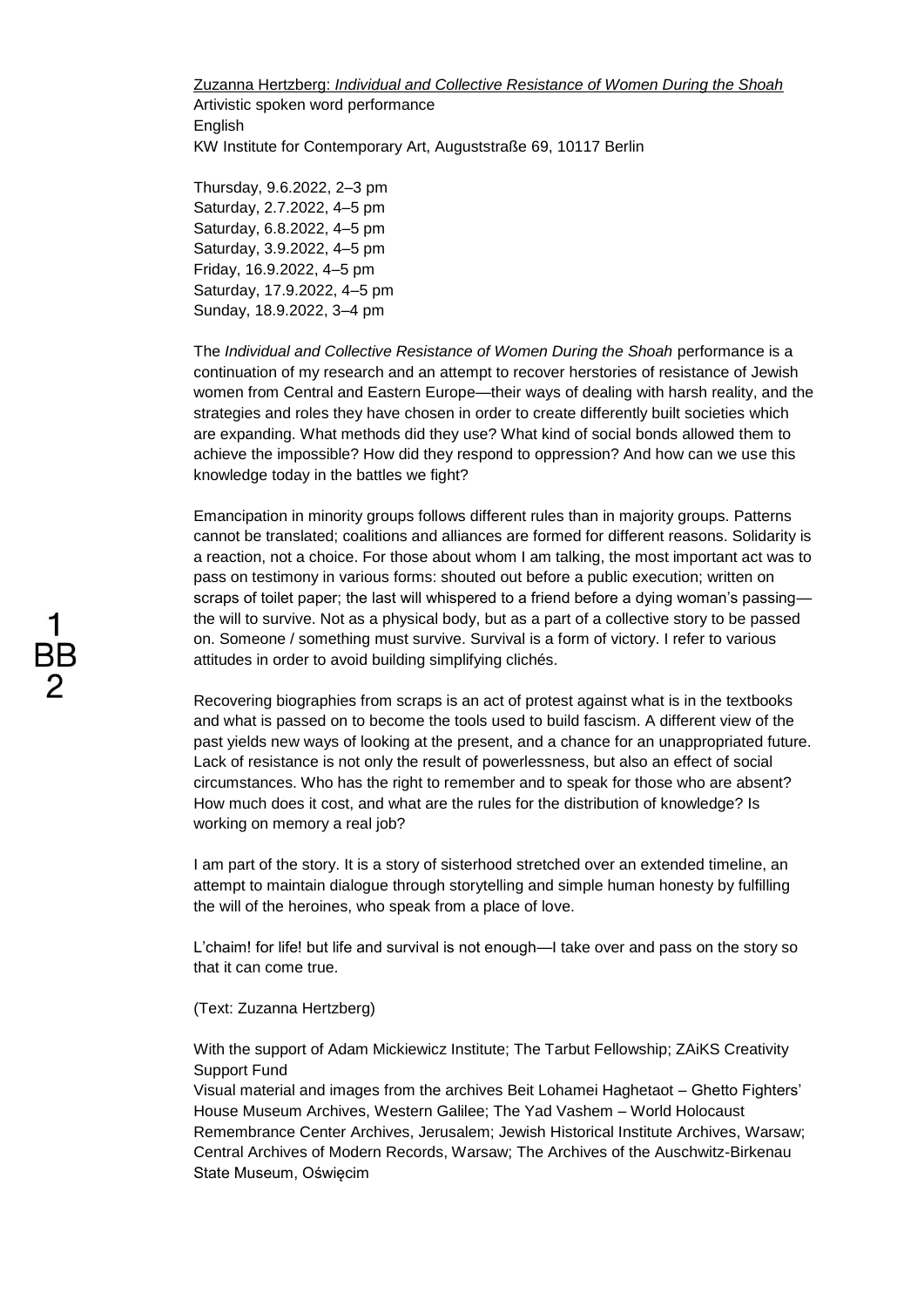Zuzanna Hertzberg: *Individual and Collective Resistance of Women During the Shoah*
Artivistic spoken word performance
English
KW Institute for Contemporary Art, Auguststraße 69, 10117 Berlin

Thursday, 9.6.2022, 2–3 pm
Saturday, 2.7.2022, 4–5 pm
Saturday, 6.8.2022, 4–5 pm
Saturday, 3.9.2022, 4–5 pm
Friday, 16.9.2022, 4–5 pm
Saturday, 17.9.2022, 4–5 pm
Sunday, 18.9.2022, 3–4 pm

The *Individual and Collective Resistance of Women During the Shoah* performance is a continuation of my research and an attempt to recover herstories of resistance of Jewish women from Central and Eastern Europe—their ways of dealing with harsh reality, and the strategies and roles they have chosen in order to create differently built societies which are expanding. What methods did they use? What kind of social bonds allowed them to achieve the impossible? How did they respond to oppression? And how can we use this knowledge today in the battles we fight?

Emancipation in minority groups follows different rules than in majority groups. Patterns cannot be translated; coalitions and alliances are formed for different reasons. Solidarity is a reaction, not a choice. For those about whom I am talking, the most important act was to pass on testimony in various forms: shouted out before a public execution; written on scraps of toilet paper; the last will whispered to a friend before a dying woman's passing—the will to survive. Not as a physical body, but as a part of a collective story to be passed on. Someone / something must survive. Survival is a form of victory. I refer to various attitudes in order to avoid building simplifying clichés.

Recovering biographies from scraps is an act of protest against what is in the textbooks and what is passed on to become the tools used to build fascism. A different view of the past yields new ways of looking at the present, and a chance for an unappropriated future. Lack of resistance is not only the result of powerlessness, but also an effect of social circumstances. Who has the right to remember and to speak for those who are absent? How much does it cost, and what are the rules for the distribution of knowledge? Is working on memory a real job?

I am part of the story. It is a story of sisterhood stretched over an extended timeline, an attempt to maintain dialogue through storytelling and simple human honesty by fulfilling the will of the heroines, who speak from a place of love.

L'chaim! for life! but life and survival is not enough—I take over and pass on the story so that it can come true.

(Text: Zuzanna Hertzberg)

With the support of Adam Mickiewicz Institute; The Tarbut Fellowship; ZAiKS Creativity Support Fund
Visual material and images from the archives Beit Lohamei Haghetaot – Ghetto Fighters' House Museum Archives, Western Galilee; The Yad Vashem – World Holocaust Remembrance Center Archives, Jerusalem; Jewish Historical Institute Archives, Warsaw; Central Archives of Modern Records, Warsaw; The Archives of the Auschwitz-Birkenau State Museum, Oświęcim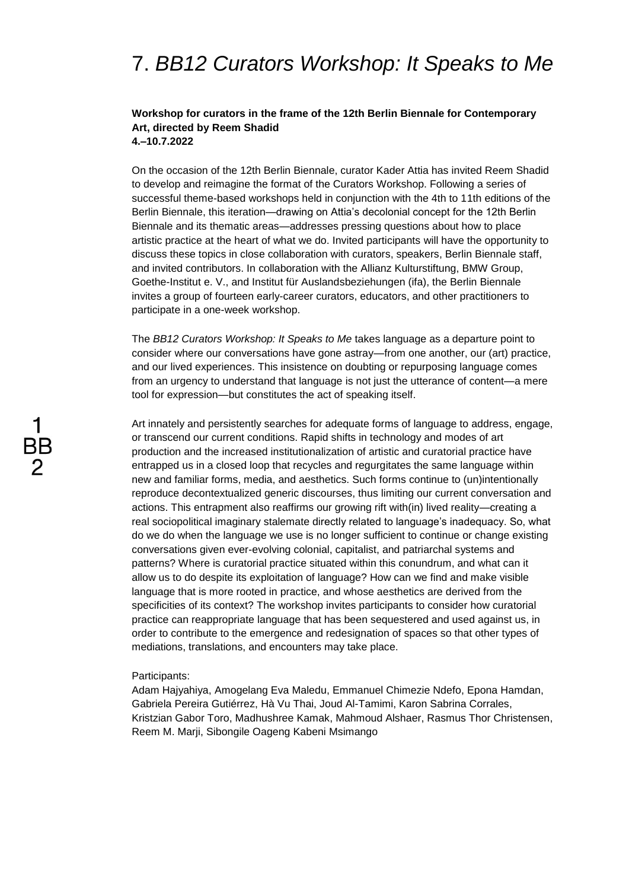# 7. *BB12 Curators Workshop: It Speaks to Me*

**Workshop for curators in the frame of the 12th Berlin Biennale for Contemporary Art, directed by Reem Shadid**
**4.–10.7.2022**

On the occasion of the 12th Berlin Biennale, curator Kader Attia has invited Reem Shadid to develop and reimagine the format of the Curators Workshop. Following a series of successful theme-based workshops held in conjunction with the 4th to 11th editions of the Berlin Biennale, this iteration—drawing on Attia's decolonial concept for the 12th Berlin Biennale and its thematic areas—addresses pressing questions about how to place artistic practice at the heart of what we do. Invited participants will have the opportunity to discuss these topics in close collaboration with curators, speakers, Berlin Biennale staff, and invited contributors. In collaboration with the Allianz Kulturstiftung, BMW Group, Goethe-Institut e. V., and Institut für Auslandsbeziehungen (ifa), the Berlin Biennale invites a group of fourteen early-career curators, educators, and other practitioners to participate in a one-week workshop.

The *BB12 Curators Workshop: It Speaks to Me* takes language as a departure point to consider where our conversations have gone astray—from one another, our (art) practice, and our lived experiences. This insistence on doubting or repurposing language comes from an urgency to understand that language is not just the utterance of content—a mere tool for expression—but constitutes the act of speaking itself.

Art innately and persistently searches for adequate forms of language to address, engage, or transcend our current conditions. Rapid shifts in technology and modes of art production and the increased institutionalization of artistic and curatorial practice have entrapped us in a closed loop that recycles and regurgitates the same language within new and familiar forms, media, and aesthetics. Such forms continue to (un)intentionally reproduce decontextualized generic discourses, thus limiting our current conversation and actions. This entrapment also reaffirms our growing rift with(in) lived reality—creating a real sociopolitical imaginary stalemate directly related to language's inadequacy. So, what do we do when the language we use is no longer sufficient to continue or change existing conversations given ever-evolving colonial, capitalist, and patriarchal systems and patterns? Where is curatorial practice situated within this conundrum, and what can it allow us to do despite its exploitation of language? How can we find and make visible language that is more rooted in practice, and whose aesthetics are derived from the specificities of its context? The workshop invites participants to consider how curatorial practice can reappropriate language that has been sequestered and used against us, in order to contribute to the emergence and redesignation of spaces so that other types of mediations, translations, and encounters may take place.

Participants:
Adam Hajyahiya, Amogelang Eva Maledu, Emmanuel Chimezie Ndefo, Epona Hamdan, Gabriela Pereira Gutiérrez, Hà Vu Thai, Joud Al-Tamimi, Karon Sabrina Corrales, Kristzian Gabor Toro, Madhushree Kamak, Mahmoud Alshaer, Rasmus Thor Christensen, Reem M. Marji, Sibongile Oageng Kabeni Msimango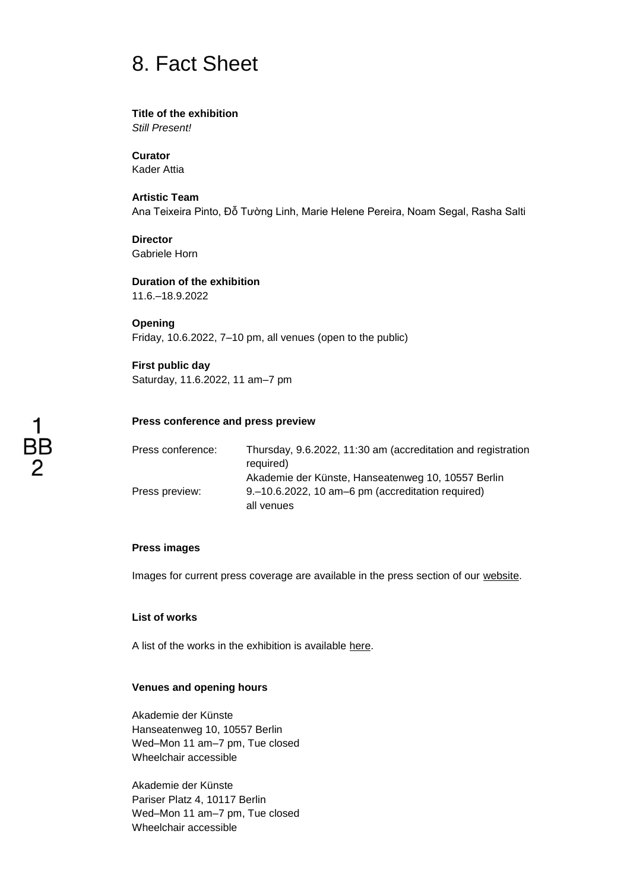# 8. Fact Sheet

**Title of the exhibition**
*Still Present!*

**Curator**
Kader Attia

**Artistic Team**
Ana Teixeira Pinto, Đỗ Tường Linh, Marie Helene Pereira, Noam Segal, Rasha Salti

**Director**
Gabriele Horn

**Duration of the exhibition**
11.6.–18.9.2022

**Opening**
Friday, 10.6.2022, 7–10 pm, all venues (open to the public)

**First public day**
Saturday, 11.6.2022, 11 am–7 pm

**Press conference and press preview**

| | |
|---|---|
| Press conference: | Thursday, 9.6.2022, 11:30 am (accreditation and registration required) Akademie der Künste, Hanseatenweg 10, 10557 Berlin |
| Press preview: | 9.–10.6.2022, 10 am–6 pm (accreditation required) all venues |

**Press images**

Images for current press coverage are available in the press section of our website.

**List of works**

A list of the works in the exhibition is available here.

**Venues and opening hours**

Akademie der Künste
Hanseatenweg 10, 10557 Berlin
Wed–Mon 11 am–7 pm, Tue closed
Wheelchair accessible

Akademie der Künste
Pariser Platz 4, 10117 Berlin
Wed–Mon 11 am–7 pm, Tue closed
Wheelchair accessible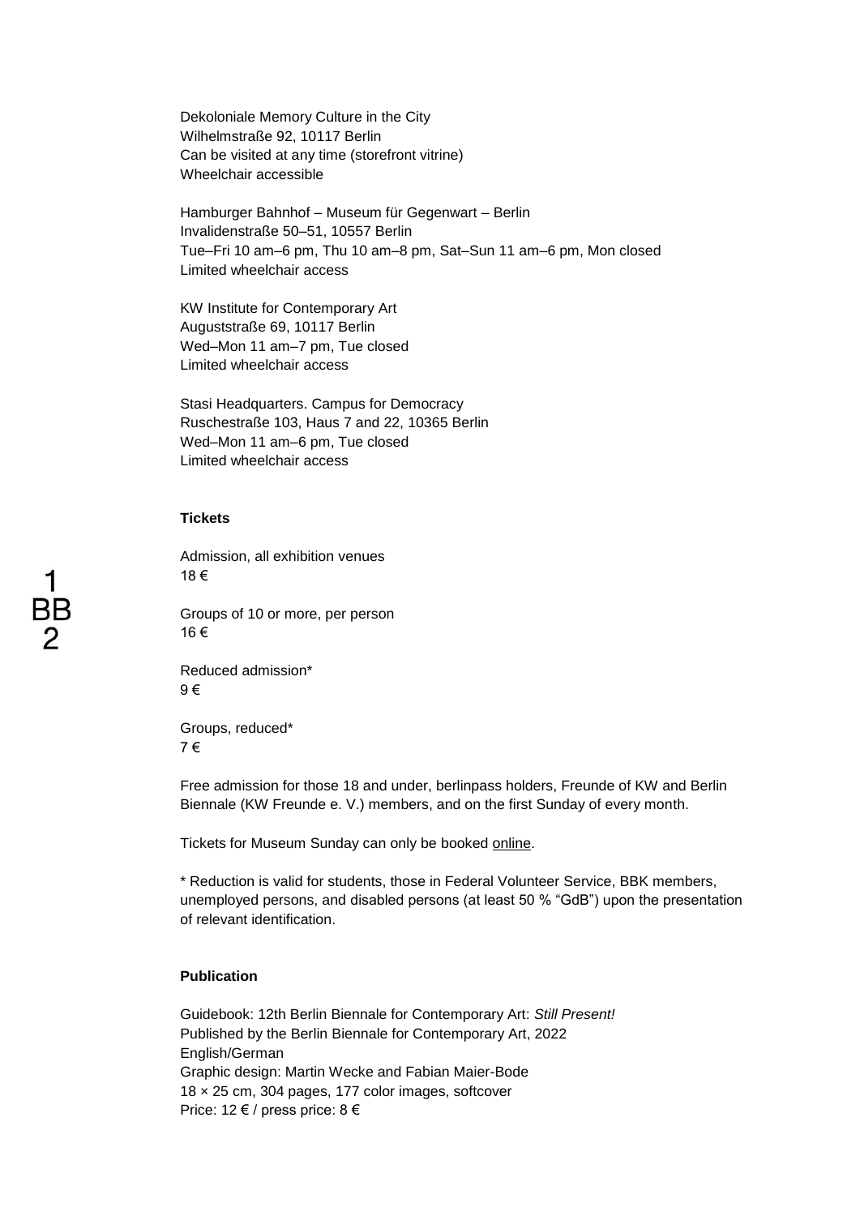Dekoloniale Memory Culture in the City
Wilhelmstraße 92, 10117 Berlin
Can be visited at any time (storefront vitrine)
Wheelchair accessible

Hamburger Bahnhof – Museum für Gegenwart – Berlin
Invalidenstraße 50–51, 10557 Berlin
Tue–Fri 10 am–6 pm, Thu 10 am–8 pm, Sat–Sun 11 am–6 pm, Mon closed
Limited wheelchair access

KW Institute for Contemporary Art
Auguststraße 69, 10117 Berlin
Wed–Mon 11 am–7 pm, Tue closed
Limited wheelchair access

Stasi Headquarters. Campus for Democracy
Ruschestraße 103, Haus 7 and 22, 10365 Berlin
Wed–Mon 11 am–6 pm, Tue closed
Limited wheelchair access

**Tickets**

Admission, all exhibition venues
18 €

Groups of 10 or more, per person
16 €

Reduced admission*
9 €

Groups, reduced*
7 €

Free admission for those 18 and under, berlinpass holders, Freunde of KW and Berlin Biennale (KW Freunde e. V.) members, and on the first Sunday of every month.

Tickets for Museum Sunday can only be booked online.

* Reduction is valid for students, those in Federal Volunteer Service, BBK members, unemployed persons, and disabled persons (at least 50 % “GdB”) upon the presentation of relevant identification.

**Publication**

Guidebook: 12th Berlin Biennale for Contemporary Art: *Still Present!*
Published by the Berlin Biennale for Contemporary Art, 2022
English/German
Graphic design: Martin Wecke and Fabian Maier-Bode
18 × 25 cm, 304 pages, 177 color images, softcover
Price: 12 € / press price: 8 €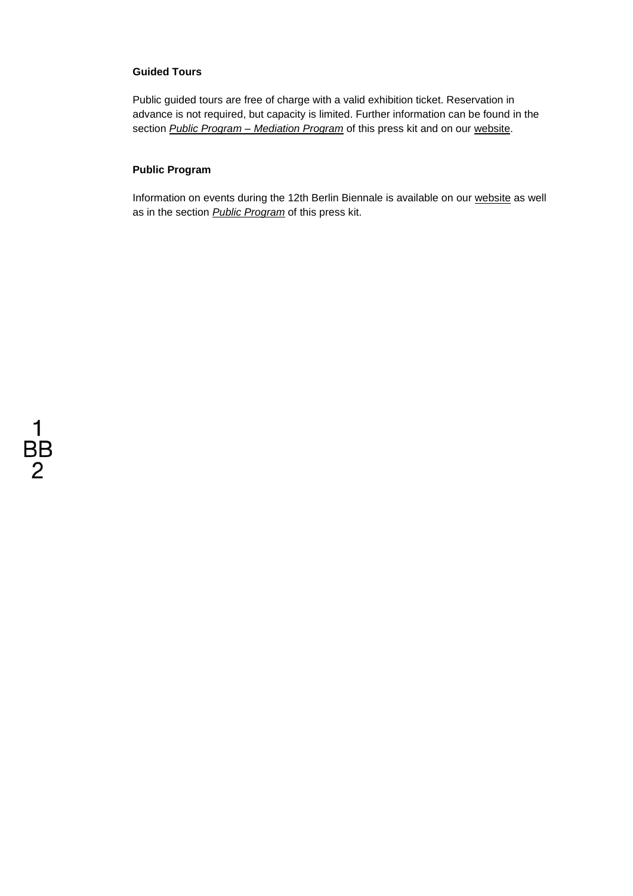**Guided Tours**

Public guided tours are free of charge with a valid exhibition ticket. Reservation in advance is not required, but capacity is limited. Further information can be found in the section *Public Program – Mediation Program* of this press kit and on our website.

**Public Program**

Information on events during the 12th Berlin Biennale is available on our website as well as in the section *Public Program* of this press kit.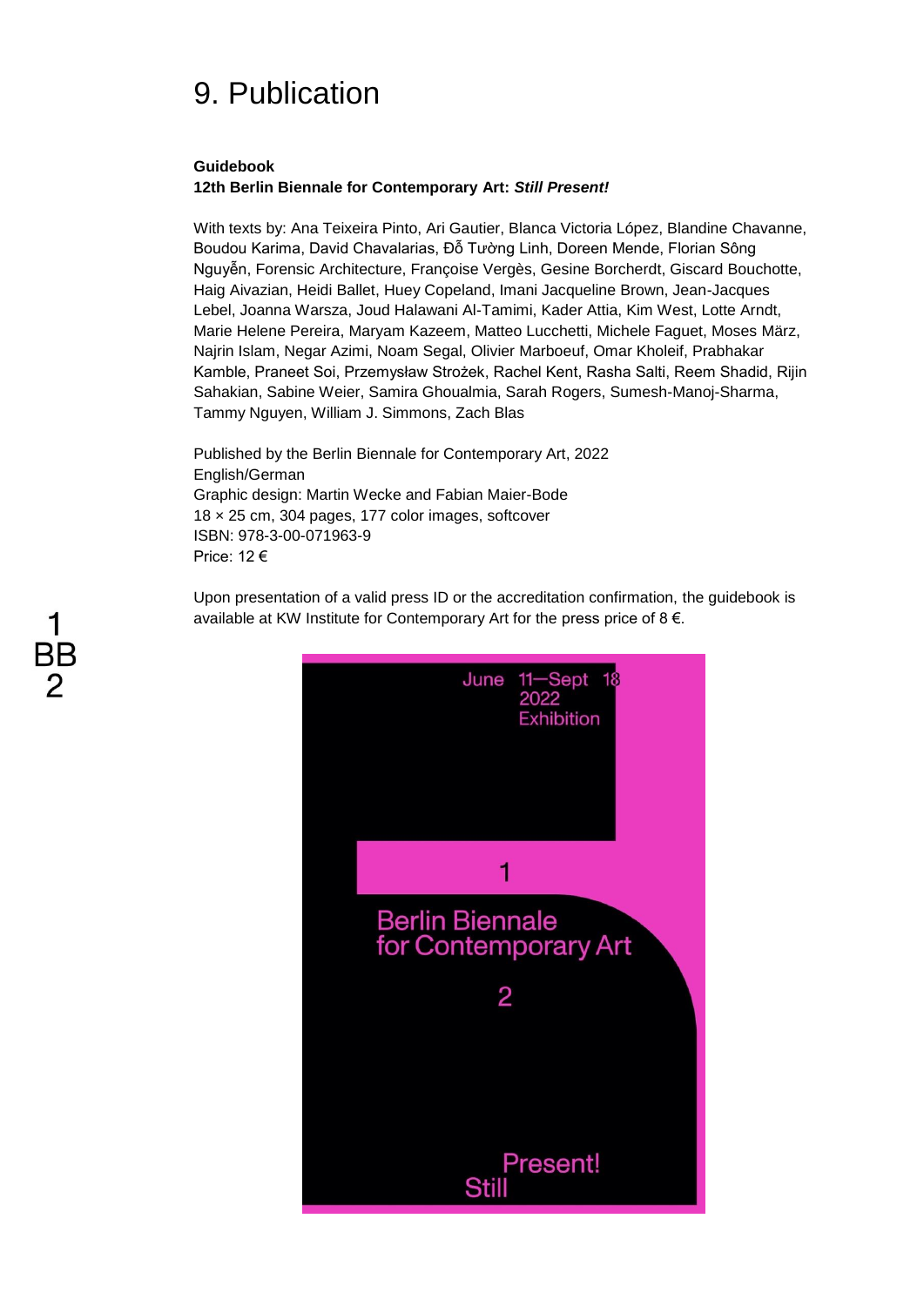# 9. Publication

**Guidebook**
**12th Berlin Biennale for Contemporary Art: *Still Present!***

With texts by: Ana Teixeira Pinto, Ari Gautier, Blanca Victoria López, Blandine Chavanne, Boudou Karima, David Chavalarias, Đỗ Tường Linh, Doreen Mende, Florian Sông Nguyễn, Forensic Architecture, Françoise Vergès, Gesine Borcherdt, Giscard Bouchotte, Haig Aivazian, Heidi Ballet, Huey Copeland, Imani Jacqueline Brown, Jean-Jacques Lebel, Joanna Warsza, Joud Halawani Al-Tamimi, Kader Attia, Kim West, Lotte Arndt, Marie Helene Pereira, Maryam Kazeem, Matteo Lucchetti, Michele Faguet, Moses März, Najrin Islam, Negar Azimi, Noam Segal, Olivier Marboeuf, Omar Kholeif, Prabhakar Kamble, Praneet Soi, Przemysław Strożek, Rachel Kent, Rasha Salti, Reem Shadid, Rijin Sahakian, Sabine Weier, Samira Ghoualmia, Sarah Rogers, Sumesh-Manoj-Sharma, Tammy Nguyen, William J. Simmons, Zach Blas

Published by the Berlin Biennale for Contemporary Art, 2022
English/German
Graphic design: Martin Wecke and Fabian Maier-Bode
18 × 25 cm, 304 pages, 177 color images, softcover
ISBN: 978-3-00-071963-9
Price: 12 €

Upon presentation of a valid press ID or the accreditation confirmation, the guidebook is available at KW Institute for Contemporary Art for the press price of 8 €.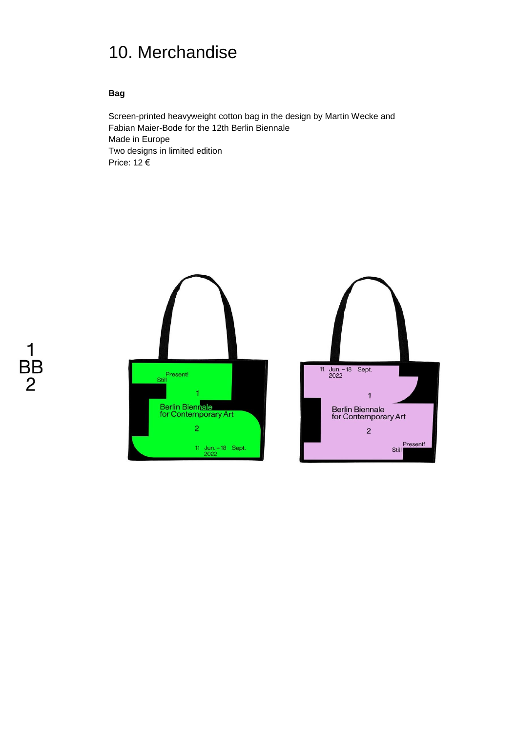# 10. Merchandise

**Bag**

Screen-printed heavyweight cotton bag in the design by Martin Wecke and Fabian Maier-Bode for the 12th Berlin Biennale
Made in Europe
Two designs in limited edition
Price: 12 €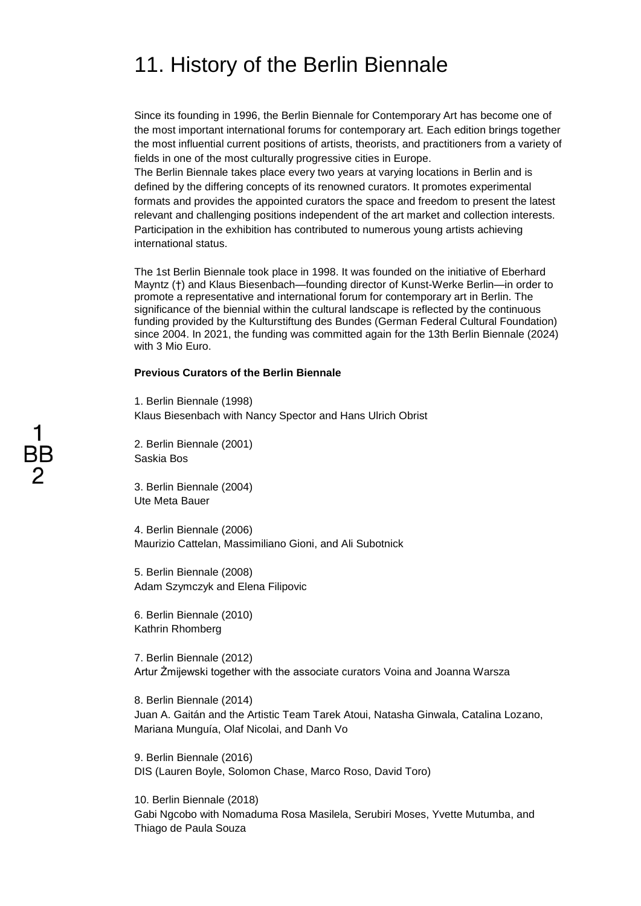# 11. History of the Berlin Biennale

Since its founding in 1996, the Berlin Biennale for Contemporary Art has become one of the most important international forums for contemporary art. Each edition brings together the most influential current positions of artists, theorists, and practitioners from a variety of fields in one of the most culturally progressive cities in Europe.
The Berlin Biennale takes place every two years at varying locations in Berlin and is defined by the differing concepts of its renowned curators. It promotes experimental formats and provides the appointed curators the space and freedom to present the latest relevant and challenging positions independent of the art market and collection interests. Participation in the exhibition has contributed to numerous young artists achieving international status.

The 1st Berlin Biennale took place in 1998. It was founded on the initiative of Eberhard Mayntz (†) and Klaus Biesenbach—founding director of Kunst-Werke Berlin—in order to promote a representative and international forum for contemporary art in Berlin. The significance of the biennial within the cultural landscape is reflected by the continuous funding provided by the Kulturstiftung des Bundes (German Federal Cultural Foundation) since 2004. In 2021, the funding was committed again for the 13th Berlin Biennale (2024) with 3 Mio Euro.

**Previous Curators of the Berlin Biennale**

1. Berlin Biennale (1998)
Klaus Biesenbach with Nancy Spector and Hans Ulrich Obrist

2. Berlin Biennale (2001)
Saskia Bos

3. Berlin Biennale (2004)
Ute Meta Bauer

4. Berlin Biennale (2006)
Maurizio Cattelan, Massimiliano Gioni, and Ali Subotnick

5. Berlin Biennale (2008)
Adam Szymczyk and Elena Filipovic

6. Berlin Biennale (2010)
Kathrin Rhomberg

7. Berlin Biennale (2012)
Artur Żmijewski together with the associate curators Voina and Joanna Warsza

8. Berlin Biennale (2014)
Juan A. Gaitán and the Artistic Team Tarek Atoui, Natasha Ginwala, Catalina Lozano, Mariana Munguía, Olaf Nicolai, and Danh Vo

9. Berlin Biennale (2016)
DIS (Lauren Boyle, Solomon Chase, Marco Roso, David Toro)

10. Berlin Biennale (2018)
Gabi Ngcobo with Nomaduma Rosa Masilela, Serubiri Moses, Yvette Mutumba, and Thiago de Paula Souza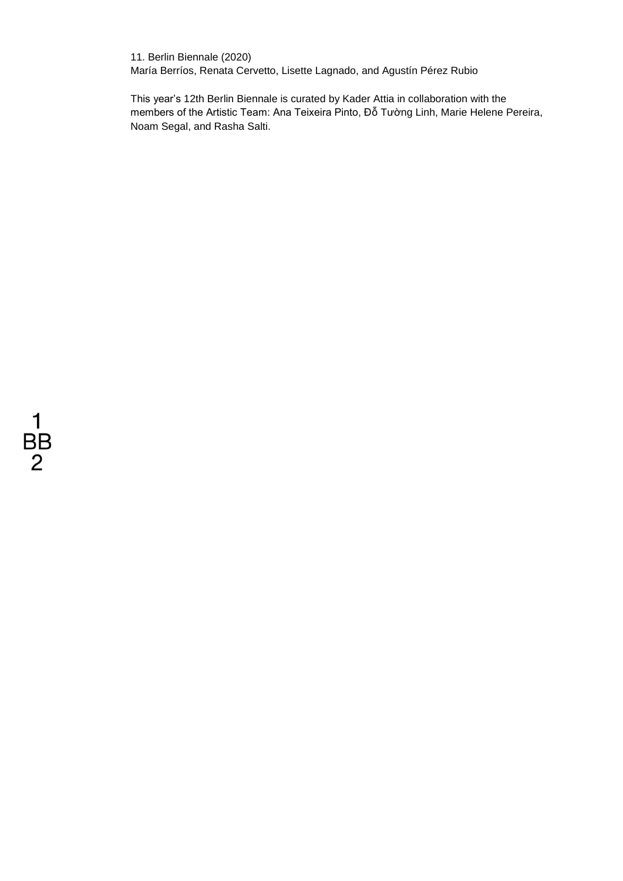11. Berlin Biennale (2020)
María Berríos, Renata Cervetto, Lisette Lagnado, and Agustín Pérez Rubio

This year's 12th Berlin Biennale is curated by Kader Attia in collaboration with the members of the Artistic Team: Ana Teixeira Pinto, Đỗ Tường Linh, Marie Helene Pereira, Noam Segal, and Rasha Salti.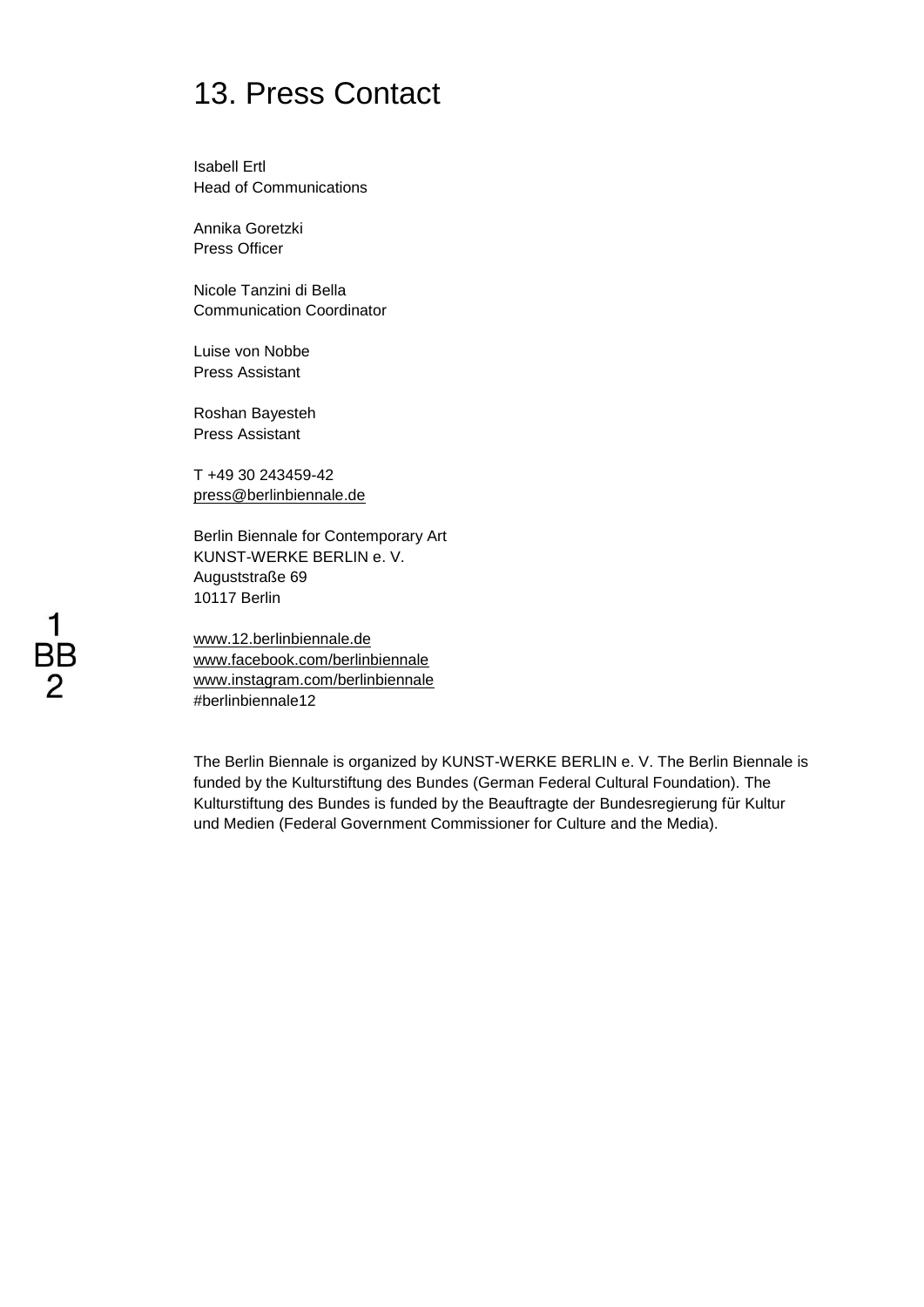# 13. Press Contact

Isabell Ertl
Head of Communications

Annika Goretzki
Press Officer

Nicole Tanzini di Bella
Communication Coordinator

Luise von Nobbe
Press Assistant

Roshan Bayesteh
Press Assistant

T +49 30 243459-42
press@berlinbiennale.de

Berlin Biennale for Contemporary Art
KUNST-WERKE BERLIN e. V.
Auguststraße 69
10117 Berlin

www.12.berlinbiennale.de
www.facebook.com/berlinbiennale
www.instagram.com/berlinbiennale
#berlinbiennale12

The Berlin Biennale is organized by KUNST-WERKE BERLIN e. V. The Berlin Biennale is funded by the Kulturstiftung des Bundes (German Federal Cultural Foundation). The Kulturstiftung des Bundes is funded by the Beauftragte der Bundesregierung für Kultur und Medien (Federal Government Commissioner for Culture and the Media).